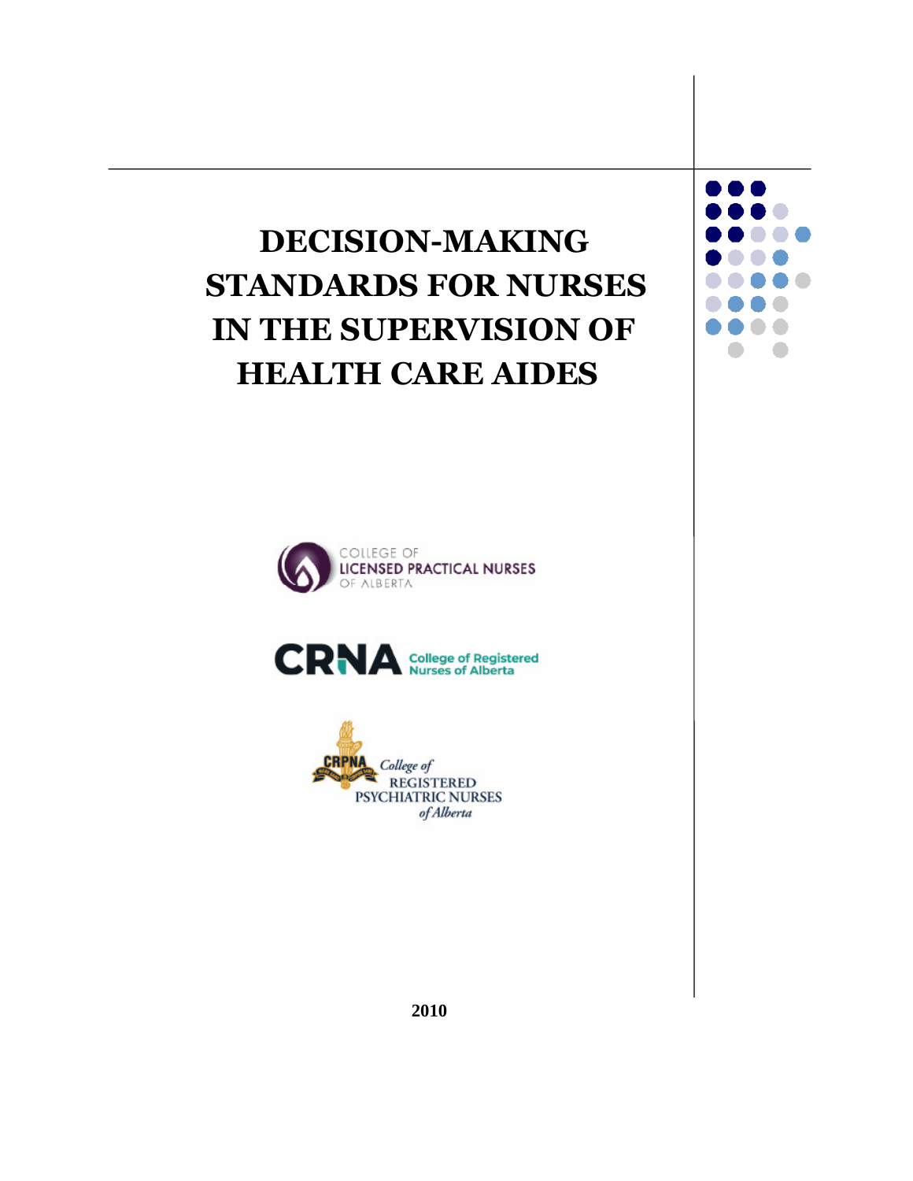# DECISION-MAKING STANDARDS FOR NURSES IN THE SUPERVISION OF HEALTH CARE AIDES

COLLEGE OF LICENSED PRACTICAL NURSES OF ALBERTA

CRNA College of Registered Nurses of Alberta

CRPNA College of REGISTERED PSYCHIATRIC NURSES of Alberta

2010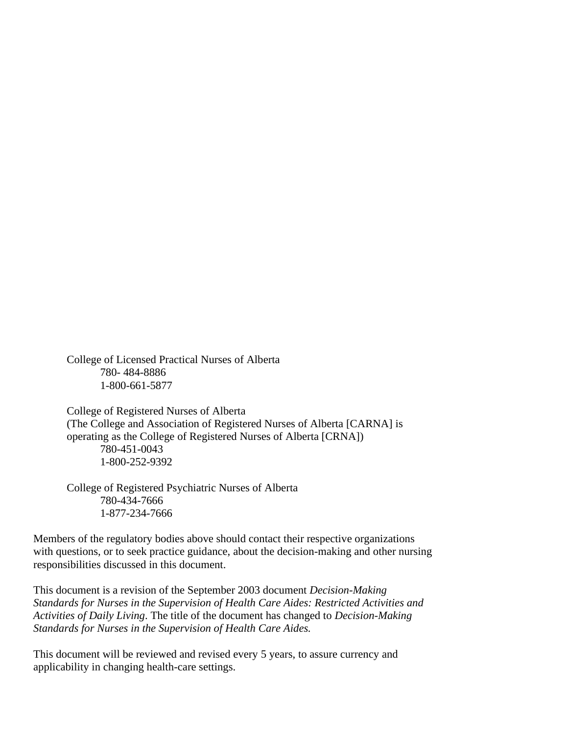College of Licensed Practical Nurses of Alberta
780- 484-8886
1-800-661-5877

College of Registered Nurses of Alberta
(The College and Association of Registered Nurses of Alberta [CARNA] is operating as the College of Registered Nurses of Alberta [CRNA])
780-451-0043
1-800-252-9392

College of Registered Psychiatric Nurses of Alberta
780-434-7666
1-877-234-7666

Members of the regulatory bodies above should contact their respective organizations with questions, or to seek practice guidance, about the decision-making and other nursing responsibilities discussed in this document.

This document is a revision of the September 2003 document *Decision-Making Standards for Nurses in the Supervision of Health Care Aides: Restricted Activities and Activities of Daily Living*. The title of the document has changed to *Decision-Making Standards for Nurses in the Supervision of Health Care Aides.*

This document will be reviewed and revised every 5 years, to assure currency and applicability in changing health-care settings.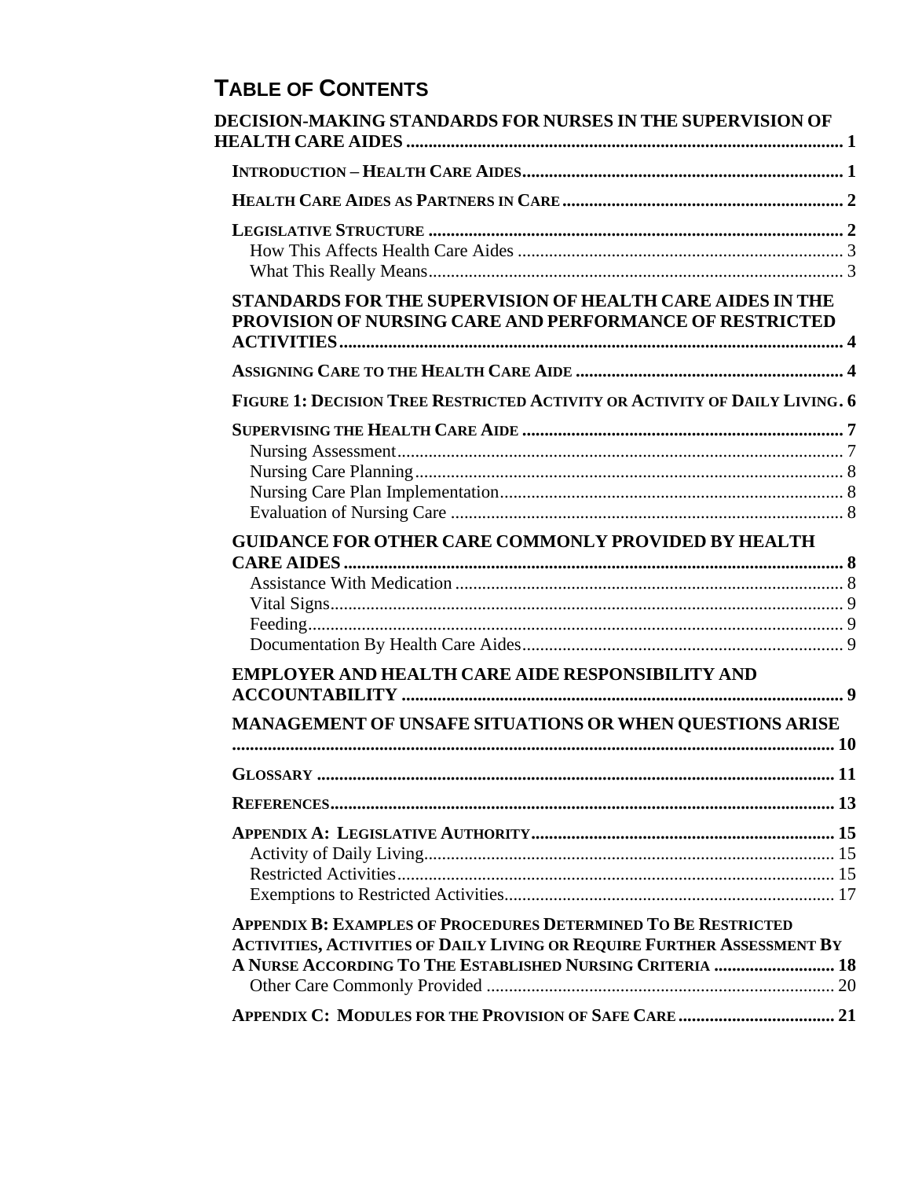## TABLE OF CONTENTS

**DECISION-MAKING STANDARDS FOR NURSES IN THE SUPERVISION OF HEALTH CARE AIDES** ..... 1

- **INTRODUCTION – HEALTH CARE AIDES** ..... 1
- **HEALTH CARE AIDES AS PARTNERS IN CARE** ..... 2
- **LEGISLATIVE STRUCTURE** ..... 2
  - How This Affects Health Care Aides ..... 3
  - What This Really Means ..... 3

**STANDARDS FOR THE SUPERVISION OF HEALTH CARE AIDES IN THE PROVISION OF NURSING CARE AND PERFORMANCE OF RESTRICTED ACTIVITIES** ..... 4

- **ASSIGNING CARE TO THE HEALTH CARE AIDE** ..... 4
- **FIGURE 1: DECISION TREE RESTRICTED ACTIVITY OR ACTIVITY OF DAILY LIVING** ..... 6
- **SUPERVISING THE HEALTH CARE AIDE** ..... 7
  - Nursing Assessment ..... 7
  - Nursing Care Planning ..... 8
  - Nursing Care Plan Implementation ..... 8
  - Evaluation of Nursing Care ..... 8

**GUIDANCE FOR OTHER CARE COMMONLY PROVIDED BY HEALTH CARE AIDES** ..... 8

- Assistance With Medication ..... 8
- Vital Signs ..... 9
- Feeding ..... 9
- Documentation By Health Care Aides ..... 9

**EMPLOYER AND HEALTH CARE AIDE RESPONSIBILITY AND ACCOUNTABILITY** ..... 9

**MANAGEMENT OF UNSAFE SITUATIONS OR WHEN QUESTIONS ARISE** ..... 10

**GLOSSARY** ..... 11

**REFERENCES** ..... 13

**APPENDIX A: LEGISLATIVE AUTHORITY** ..... 15

- Activity of Daily Living ..... 15
- Restricted Activities ..... 15
- Exemptions to Restricted Activities ..... 17

**APPENDIX B: EXAMPLES OF PROCEDURES DETERMINED TO BE RESTRICTED ACTIVITIES, ACTIVITIES OF DAILY LIVING OR REQUIRE FURTHER ASSESSMENT BY A NURSE ACCORDING TO THE ESTABLISHED NURSING CRITERIA** ..... 18

- Other Care Commonly Provided ..... 20

**APPENDIX C: MODULES FOR THE PROVISION OF SAFE CARE** ..... 21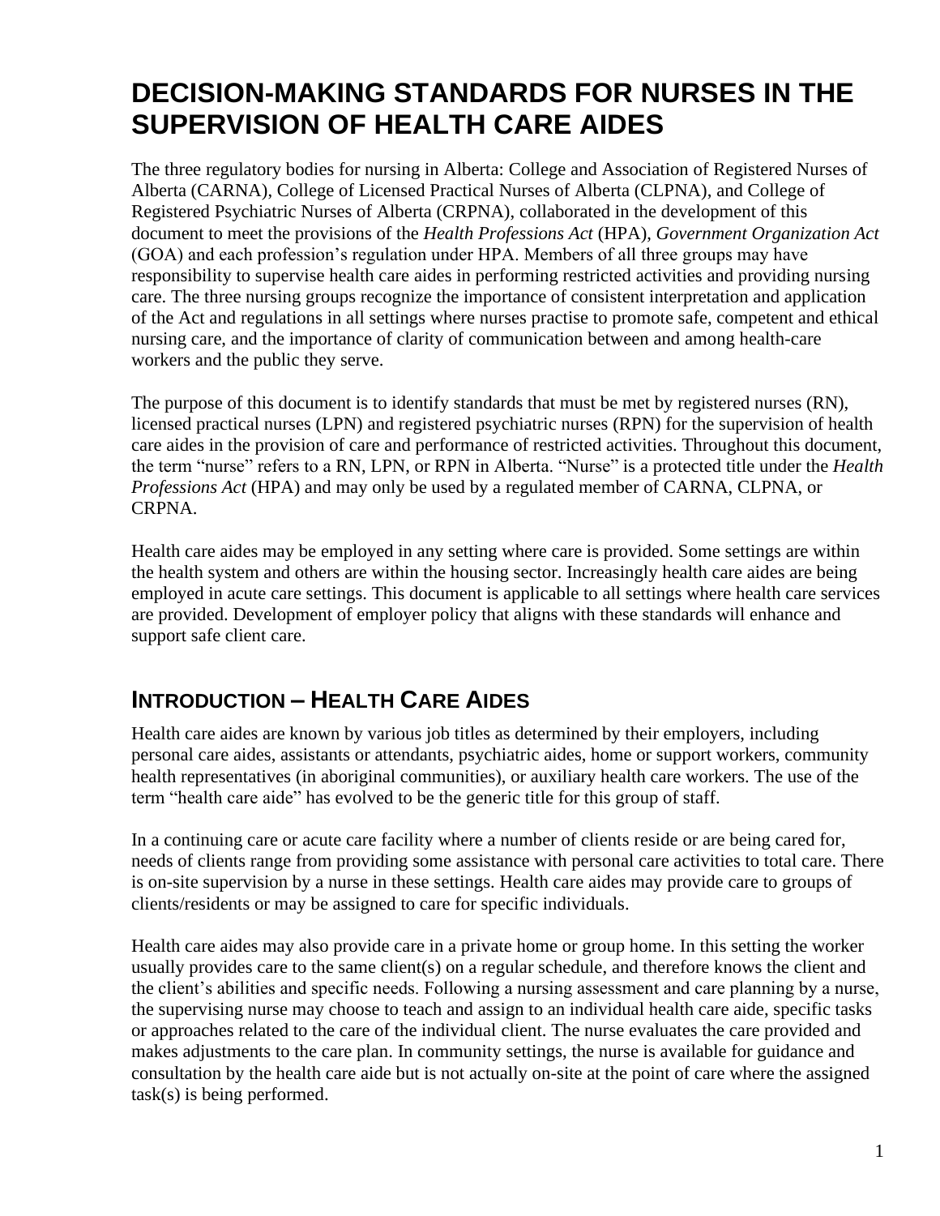# DECISION-MAKING STANDARDS FOR NURSES IN THE SUPERVISION OF HEALTH CARE AIDES

The three regulatory bodies for nursing in Alberta: College and Association of Registered Nurses of Alberta (CARNA), College of Licensed Practical Nurses of Alberta (CLPNA), and College of Registered Psychiatric Nurses of Alberta (CRPNA), collaborated in the development of this document to meet the provisions of the *Health Professions Act* (HPA), *Government Organization Act* (GOA) and each profession's regulation under HPA. Members of all three groups may have responsibility to supervise health care aides in performing restricted activities and providing nursing care. The three nursing groups recognize the importance of consistent interpretation and application of the Act and regulations in all settings where nurses practise to promote safe, competent and ethical nursing care, and the importance of clarity of communication between and among health-care workers and the public they serve.

The purpose of this document is to identify standards that must be met by registered nurses (RN), licensed practical nurses (LPN) and registered psychiatric nurses (RPN) for the supervision of health care aides in the provision of care and performance of restricted activities. Throughout this document, the term "nurse" refers to a RN, LPN, or RPN in Alberta. "Nurse" is a protected title under the *Health Professions Act* (HPA) and may only be used by a regulated member of CARNA, CLPNA, or CRPNA.

Health care aides may be employed in any setting where care is provided. Some settings are within the health system and others are within the housing sector. Increasingly health care aides are being employed in acute care settings. This document is applicable to all settings where health care services are provided. Development of employer policy that aligns with these standards will enhance and support safe client care.

## INTRODUCTION – HEALTH CARE AIDES

Health care aides are known by various job titles as determined by their employers, including personal care aides, assistants or attendants, psychiatric aides, home or support workers, community health representatives (in aboriginal communities), or auxiliary health care workers. The use of the term "health care aide" has evolved to be the generic title for this group of staff.

In a continuing care or acute care facility where a number of clients reside or are being cared for, needs of clients range from providing some assistance with personal care activities to total care. There is on-site supervision by a nurse in these settings. Health care aides may provide care to groups of clients/residents or may be assigned to care for specific individuals.

Health care aides may also provide care in a private home or group home. In this setting the worker usually provides care to the same client(s) on a regular schedule, and therefore knows the client and the client's abilities and specific needs. Following a nursing assessment and care planning by a nurse, the supervising nurse may choose to teach and assign to an individual health care aide, specific tasks or approaches related to the care of the individual client. The nurse evaluates the care provided and makes adjustments to the care plan. In community settings, the nurse is available for guidance and consultation by the health care aide but is not actually on-site at the point of care where the assigned task(s) is being performed.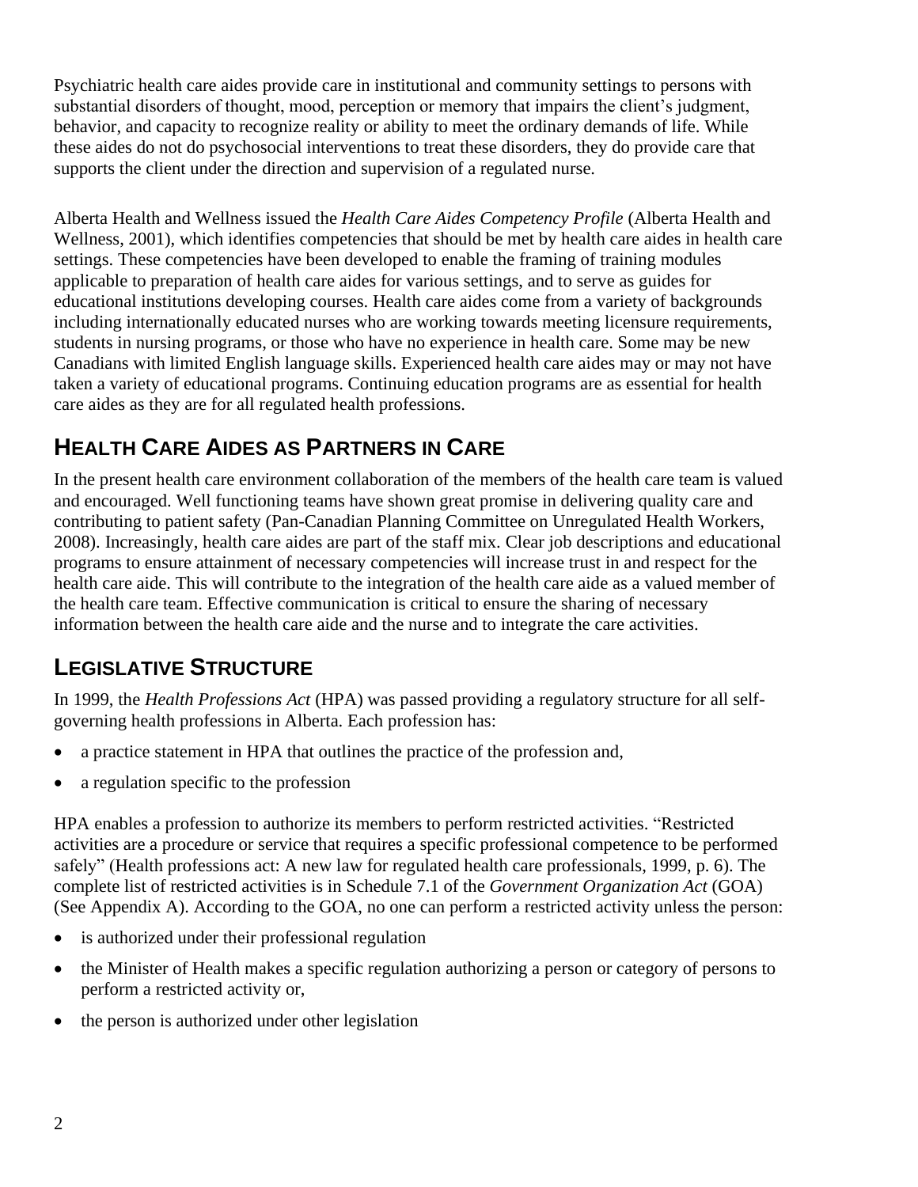Psychiatric health care aides provide care in institutional and community settings to persons with substantial disorders of thought, mood, perception or memory that impairs the client's judgment, behavior, and capacity to recognize reality or ability to meet the ordinary demands of life. While these aides do not do psychosocial interventions to treat these disorders, they do provide care that supports the client under the direction and supervision of a regulated nurse.

Alberta Health and Wellness issued the *Health Care Aides Competency Profile* (Alberta Health and Wellness, 2001), which identifies competencies that should be met by health care aides in health care settings. These competencies have been developed to enable the framing of training modules applicable to preparation of health care aides for various settings, and to serve as guides for educational institutions developing courses. Health care aides come from a variety of backgrounds including internationally educated nurses who are working towards meeting licensure requirements, students in nursing programs, or those who have no experience in health care. Some may be new Canadians with limited English language skills. Experienced health care aides may or may not have taken a variety of educational programs. Continuing education programs are as essential for health care aides as they are for all regulated health professions.

## HEALTH CARE AIDES AS PARTNERS IN CARE

In the present health care environment collaboration of the members of the health care team is valued and encouraged. Well functioning teams have shown great promise in delivering quality care and contributing to patient safety (Pan-Canadian Planning Committee on Unregulated Health Workers, 2008). Increasingly, health care aides are part of the staff mix. Clear job descriptions and educational programs to ensure attainment of necessary competencies will increase trust in and respect for the health care aide. This will contribute to the integration of the health care aide as a valued member of the health care team. Effective communication is critical to ensure the sharing of necessary information between the health care aide and the nurse and to integrate the care activities.

## LEGISLATIVE STRUCTURE

In 1999, the *Health Professions Act* (HPA) was passed providing a regulatory structure for all self-governing health professions in Alberta. Each profession has:

- a practice statement in HPA that outlines the practice of the profession and,
- a regulation specific to the profession

HPA enables a profession to authorize its members to perform restricted activities. "Restricted activities are a procedure or service that requires a specific professional competence to be performed safely" (Health professions act: A new law for regulated health care professionals, 1999, p. 6). The complete list of restricted activities is in Schedule 7.1 of the *Government Organization Act* (GOA) (See Appendix A). According to the GOA, no one can perform a restricted activity unless the person:

- is authorized under their professional regulation
- the Minister of Health makes a specific regulation authorizing a person or category of persons to perform a restricted activity or,
- the person is authorized under other legislation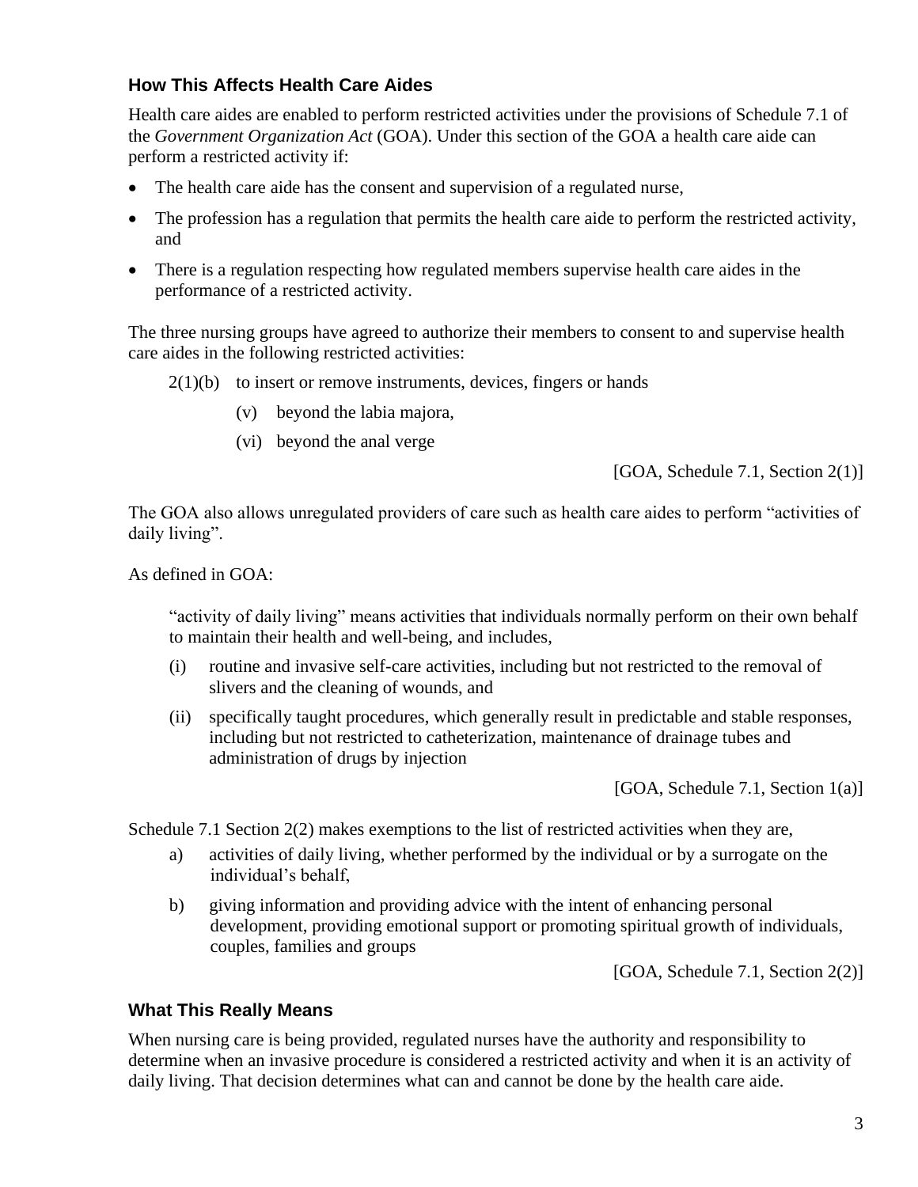### How This Affects Health Care Aides

Health care aides are enabled to perform restricted activities under the provisions of Schedule 7.1 of the *Government Organization Act* (GOA). Under this section of the GOA a health care aide can perform a restricted activity if:

- The health care aide has the consent and supervision of a regulated nurse,
- The profession has a regulation that permits the health care aide to perform the restricted activity, and
- There is a regulation respecting how regulated members supervise health care aides in the performance of a restricted activity.

The three nursing groups have agreed to authorize their members to consent to and supervise health care aides in the following restricted activities:

> 2(1)(b) to insert or remove instruments, devices, fingers or hands
>
> (v) beyond the labia majora,
>
> (vi) beyond the anal verge
>
> [GOA, Schedule 7.1, Section 2(1)]

The GOA also allows unregulated providers of care such as health care aides to perform "activities of daily living".

As defined in GOA:

> "activity of daily living" means activities that individuals normally perform on their own behalf to maintain their health and well-being, and includes,
>
> (i) routine and invasive self-care activities, including but not restricted to the removal of slivers and the cleaning of wounds, and
>
> (ii) specifically taught procedures, which generally result in predictable and stable responses, including but not restricted to catheterization, maintenance of drainage tubes and administration of drugs by injection
>
> [GOA, Schedule 7.1, Section 1(a)]

Schedule 7.1 Section 2(2) makes exemptions to the list of restricted activities when they are,

> a) activities of daily living, whether performed by the individual or by a surrogate on the individual's behalf,
>
> b) giving information and providing advice with the intent of enhancing personal development, providing emotional support or promoting spiritual growth of individuals, couples, families and groups
>
> [GOA, Schedule 7.1, Section 2(2)]

### What This Really Means

When nursing care is being provided, regulated nurses have the authority and responsibility to determine when an invasive procedure is considered a restricted activity and when it is an activity of daily living. That decision determines what can and cannot be done by the health care aide.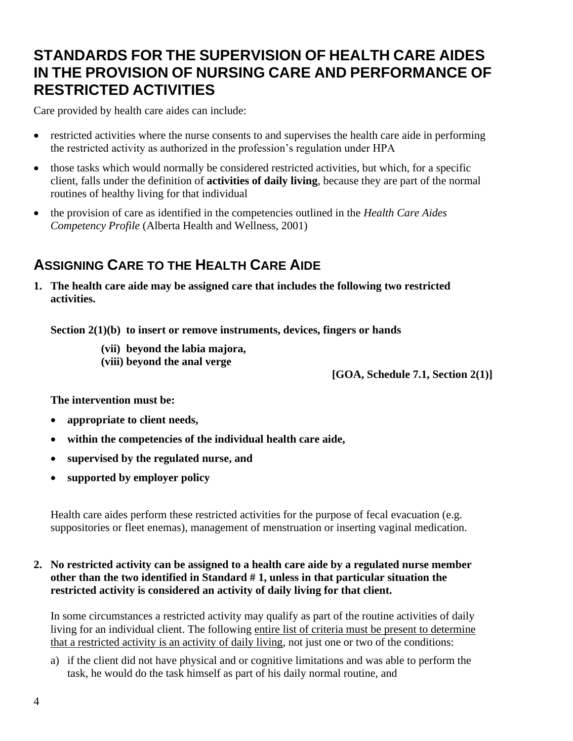# STANDARDS FOR THE SUPERVISION OF HEALTH CARE AIDES IN THE PROVISION OF NURSING CARE AND PERFORMANCE OF RESTRICTED ACTIVITIES

Care provided by health care aides can include:

- restricted activities where the nurse consents to and supervises the health care aide in performing the restricted activity as authorized in the profession's regulation under HPA
- those tasks which would normally be considered restricted activities, but which, for a specific client, falls under the definition of **activities of daily living**, because they are part of the normal routines of healthy living for that individual
- the provision of care as identified in the competencies outlined in the *Health Care Aides Competency Profile* (Alberta Health and Wellness, 2001)

## ASSIGNING CARE TO THE HEALTH CARE AIDE

**1. The health care aide may be assigned care that includes the following two restricted activities.**

**Section 2(1)(b) to insert or remove instruments, devices, fingers or hands**

**(vii) beyond the labia majora,**
**(viii) beyond the anal verge**

**[GOA, Schedule 7.1, Section 2(1)]**

**The intervention must be:**

- **appropriate to client needs,**
- **within the competencies of the individual health care aide,**
- **supervised by the regulated nurse, and**
- **supported by employer policy**

Health care aides perform these restricted activities for the purpose of fecal evacuation (e.g. suppositories or fleet enemas), management of menstruation or inserting vaginal medication.

**2. No restricted activity can be assigned to a health care aide by a regulated nurse member other than the two identified in Standard # 1, unless in that particular situation the restricted activity is considered an activity of daily living for that client.**

In some circumstances a restricted activity may qualify as part of the routine activities of daily living for an individual client. The following entire list of criteria must be present to determine that a restricted activity is an activity of daily living, not just one or two of the conditions:

a) if the client did not have physical and or cognitive limitations and was able to perform the task, he would do the task himself as part of his daily normal routine, and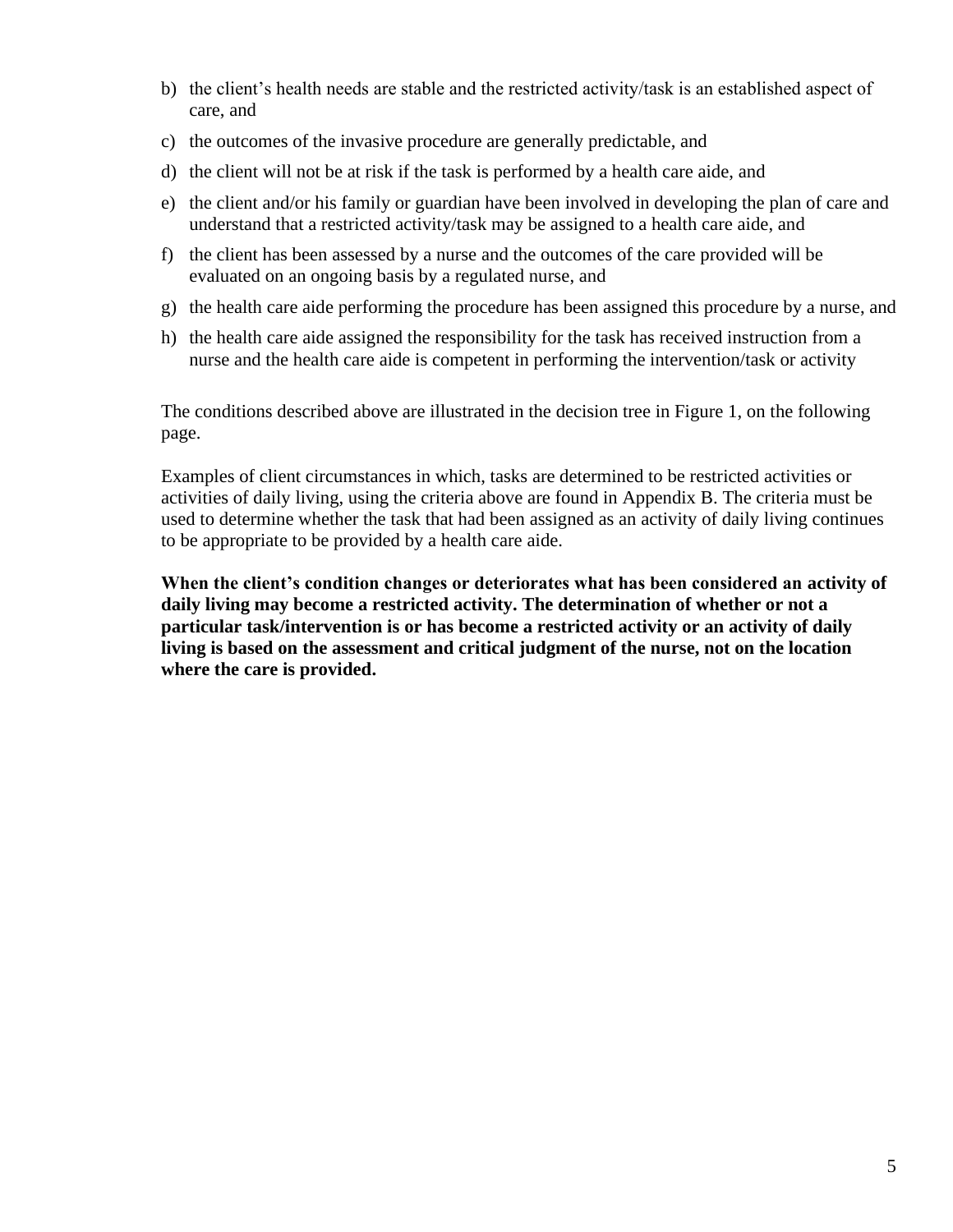b) the client's health needs are stable and the restricted activity/task is an established aspect of care, and

c) the outcomes of the invasive procedure are generally predictable, and

d) the client will not be at risk if the task is performed by a health care aide, and

e) the client and/or his family or guardian have been involved in developing the plan of care and understand that a restricted activity/task may be assigned to a health care aide, and

f) the client has been assessed by a nurse and the outcomes of the care provided will be evaluated on an ongoing basis by a regulated nurse, and

g) the health care aide performing the procedure has been assigned this procedure by a nurse, and

h) the health care aide assigned the responsibility for the task has received instruction from a nurse and the health care aide is competent in performing the intervention/task or activity

The conditions described above are illustrated in the decision tree in Figure 1, on the following page.

Examples of client circumstances in which, tasks are determined to be restricted activities or activities of daily living, using the criteria above are found in Appendix B. The criteria must be used to determine whether the task that had been assigned as an activity of daily living continues to be appropriate to be provided by a health care aide.

**When the client's condition changes or deteriorates what has been considered an activity of daily living may become a restricted activity. The determination of whether or not a particular task/intervention is or has become a restricted activity or an activity of daily living is based on the assessment and critical judgment of the nurse, not on the location where the care is provided.**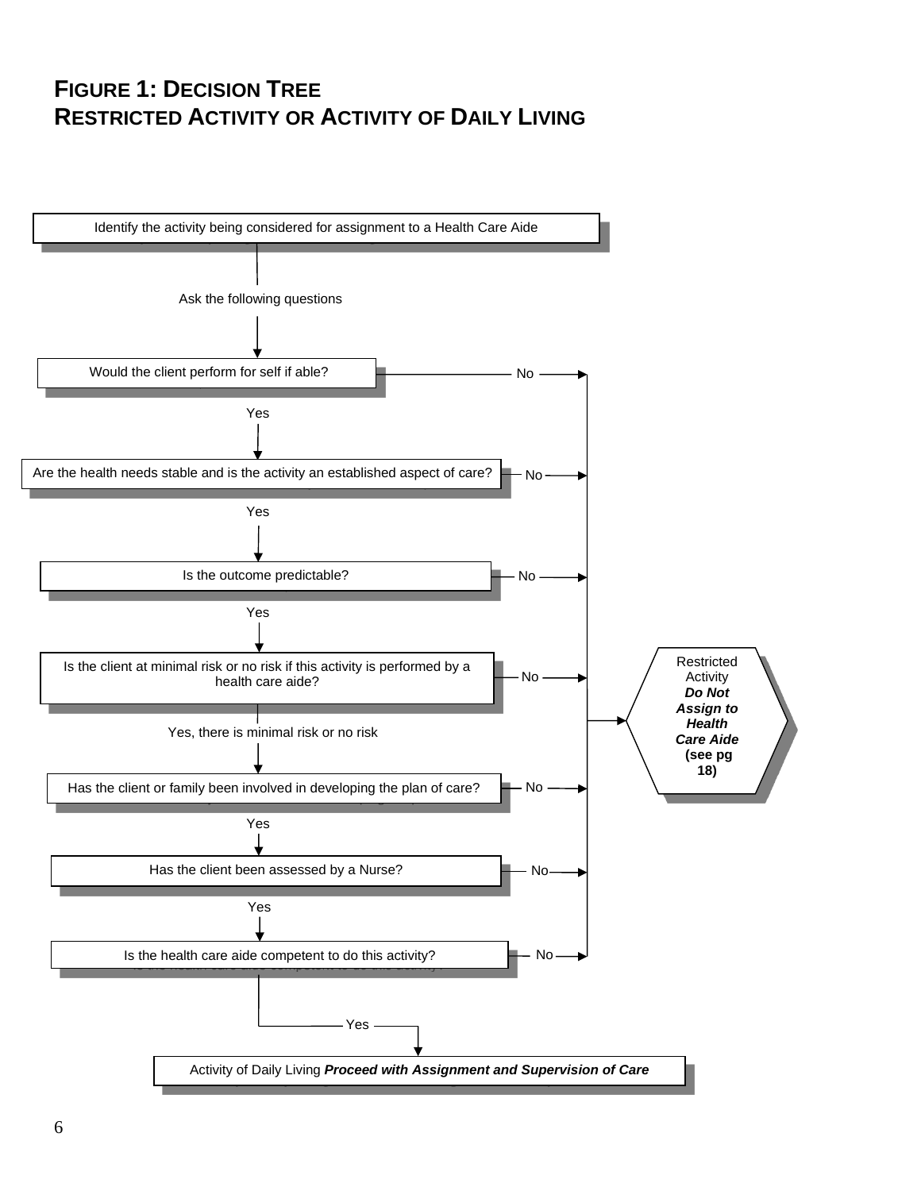# FIGURE 1: DECISION TREE
# RESTRICTED ACTIVITY OR ACTIVITY OF DAILY LIVING

Identify the activity being considered for assignment to a Health Care Aide

Ask the following questions

- Would the client perform for self if able?
  - No → Restricted Activity
  - Yes ↓
- Are the health needs stable and is the activity an established aspect of care?
  - No → Restricted Activity
  - Yes ↓
- Is the outcome predictable?
  - No → Restricted Activity
  - Yes ↓
- Is the client at minimal risk or no risk if this activity is performed by a health care aide?
  - No → Restricted Activity
  - Yes, there is minimal risk or no risk ↓
- Has the client or family been involved in developing the plan of care?
  - No → Restricted Activity
  - Yes ↓
- Has the client been assessed by a Nurse?
  - No → Restricted Activity
  - Yes ↓
- Is the health care aide competent to do this activity?
  - No → Restricted Activity
  - Yes → Activity of Daily Living ***Proceed with Assignment and Supervision of Care***

Restricted Activity ***Do Not Assign to Health Care Aide*** **(see pg 18)**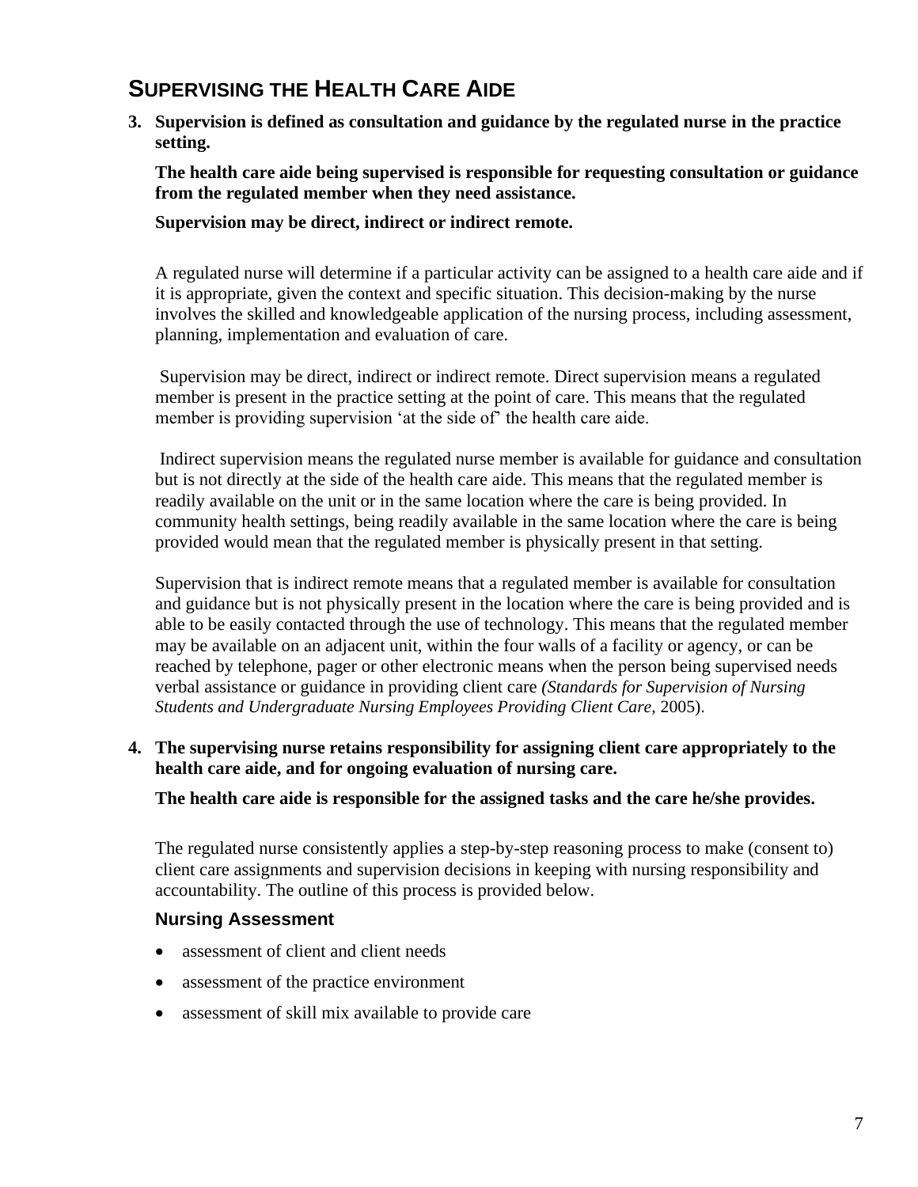## Supervising the Health Care Aide

**3. Supervision is defined as consultation and guidance by the regulated nurse in the practice setting.**

**The health care aide being supervised is responsible for requesting consultation or guidance from the regulated member when they need assistance.**

**Supervision may be direct, indirect or indirect remote.**

A regulated nurse will determine if a particular activity can be assigned to a health care aide and if it is appropriate, given the context and specific situation. This decision-making by the nurse involves the skilled and knowledgeable application of the nursing process, including assessment, planning, implementation and evaluation of care.

Supervision may be direct, indirect or indirect remote. Direct supervision means a regulated member is present in the practice setting at the point of care. This means that the regulated member is providing supervision 'at the side of' the health care aide.

Indirect supervision means the regulated nurse member is available for guidance and consultation but is not directly at the side of the health care aide. This means that the regulated member is readily available on the unit or in the same location where the care is being provided. In community health settings, being readily available in the same location where the care is being provided would mean that the regulated member is physically present in that setting.

Supervision that is indirect remote means that a regulated member is available for consultation and guidance but is not physically present in the location where the care is being provided and is able to be easily contacted through the use of technology. This means that the regulated member may be available on an adjacent unit, within the four walls of a facility or agency, or can be reached by telephone, pager or other electronic means when the person being supervised needs verbal assistance or guidance in providing client care *(Standards for Supervision of Nursing Students and Undergraduate Nursing Employees Providing Client Care*, 2005).

**4. The supervising nurse retains responsibility for assigning client care appropriately to the health care aide, and for ongoing evaluation of nursing care.**

**The health care aide is responsible for the assigned tasks and the care he/she provides.**

The regulated nurse consistently applies a step-by-step reasoning process to make (consent to) client care assignments and supervision decisions in keeping with nursing responsibility and accountability. The outline of this process is provided below.

### Nursing Assessment

- assessment of client and client needs
- assessment of the practice environment
- assessment of skill mix available to provide care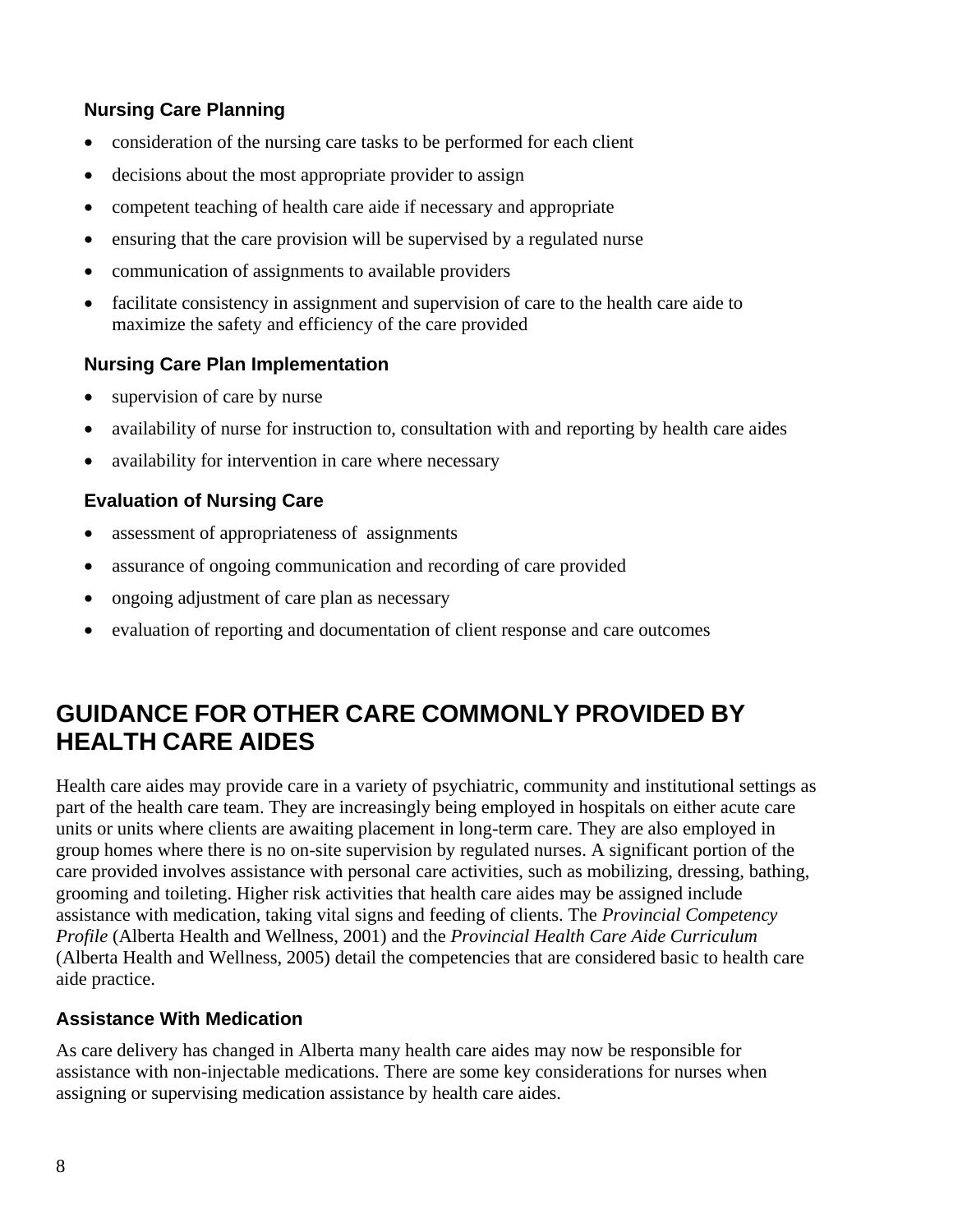### Nursing Care Planning

- consideration of the nursing care tasks to be performed for each client
- decisions about the most appropriate provider to assign
- competent teaching of health care aide if necessary and appropriate
- ensuring that the care provision will be supervised by a regulated nurse
- communication of assignments to available providers
- facilitate consistency in assignment and supervision of care to the health care aide to maximize the safety and efficiency of the care provided

### Nursing Care Plan Implementation

- supervision of care by nurse
- availability of nurse for instruction to, consultation with and reporting by health care aides
- availability for intervention in care where necessary

### Evaluation of Nursing Care

- assessment of appropriateness of assignments
- assurance of ongoing communication and recording of care provided
- ongoing adjustment of care plan as necessary
- evaluation of reporting and documentation of client response and care outcomes

## GUIDANCE FOR OTHER CARE COMMONLY PROVIDED BY HEALTH CARE AIDES

Health care aides may provide care in a variety of psychiatric, community and institutional settings as part of the health care team. They are increasingly being employed in hospitals on either acute care units or units where clients are awaiting placement in long-term care. They are also employed in group homes where there is no on-site supervision by regulated nurses. A significant portion of the care provided involves assistance with personal care activities, such as mobilizing, dressing, bathing, grooming and toileting. Higher risk activities that health care aides may be assigned include assistance with medication, taking vital signs and feeding of clients. The *Provincial Competency Profile* (Alberta Health and Wellness, 2001) and the *Provincial Health Care Aide Curriculum* (Alberta Health and Wellness, 2005) detail the competencies that are considered basic to health care aide practice.

### Assistance With Medication

As care delivery has changed in Alberta many health care aides may now be responsible for assistance with non-injectable medications. There are some key considerations for nurses when assigning or supervising medication assistance by health care aides.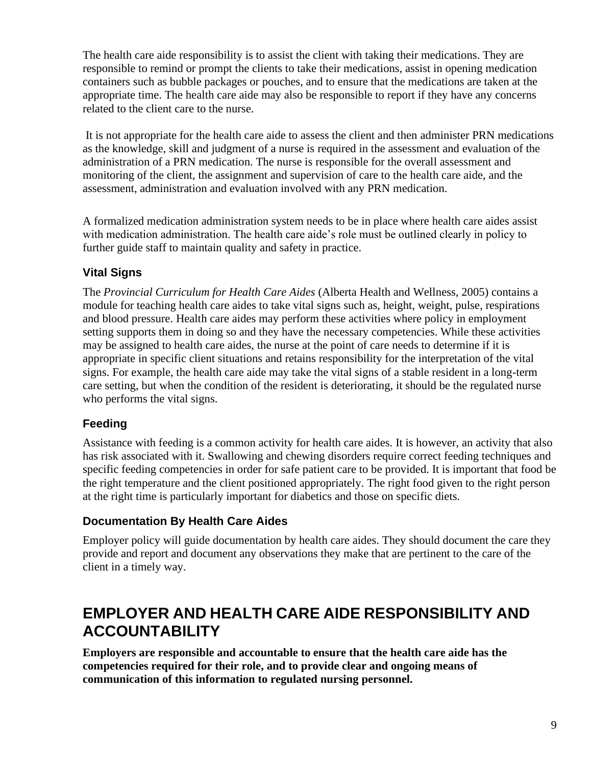The health care aide responsibility is to assist the client with taking their medications. They are responsible to remind or prompt the clients to take their medications, assist in opening medication containers such as bubble packages or pouches, and to ensure that the medications are taken at the appropriate time. The health care aide may also be responsible to report if they have any concerns related to the client care to the nurse.

It is not appropriate for the health care aide to assess the client and then administer PRN medications as the knowledge, skill and judgment of a nurse is required in the assessment and evaluation of the administration of a PRN medication. The nurse is responsible for the overall assessment and monitoring of the client, the assignment and supervision of care to the health care aide, and the assessment, administration and evaluation involved with any PRN medication.

A formalized medication administration system needs to be in place where health care aides assist with medication administration. The health care aide's role must be outlined clearly in policy to further guide staff to maintain quality and safety in practice.

### Vital Signs

The *Provincial Curriculum for Health Care Aides* (Alberta Health and Wellness, 2005) contains a module for teaching health care aides to take vital signs such as, height, weight, pulse, respirations and blood pressure. Health care aides may perform these activities where policy in employment setting supports them in doing so and they have the necessary competencies. While these activities may be assigned to health care aides, the nurse at the point of care needs to determine if it is appropriate in specific client situations and retains responsibility for the interpretation of the vital signs. For example, the health care aide may take the vital signs of a stable resident in a long-term care setting, but when the condition of the resident is deteriorating, it should be the regulated nurse who performs the vital signs.

### Feeding

Assistance with feeding is a common activity for health care aides. It is however, an activity that also has risk associated with it. Swallowing and chewing disorders require correct feeding techniques and specific feeding competencies in order for safe patient care to be provided. It is important that food be the right temperature and the client positioned appropriately. The right food given to the right person at the right time is particularly important for diabetics and those on specific diets.

### Documentation By Health Care Aides

Employer policy will guide documentation by health care aides. They should document the care they provide and report and document any observations they make that are pertinent to the care of the client in a timely way.

## EMPLOYER AND HEALTH CARE AIDE RESPONSIBILITY AND ACCOUNTABILITY

**Employers are responsible and accountable to ensure that the health care aide has the competencies required for their role, and to provide clear and ongoing means of communication of this information to regulated nursing personnel.**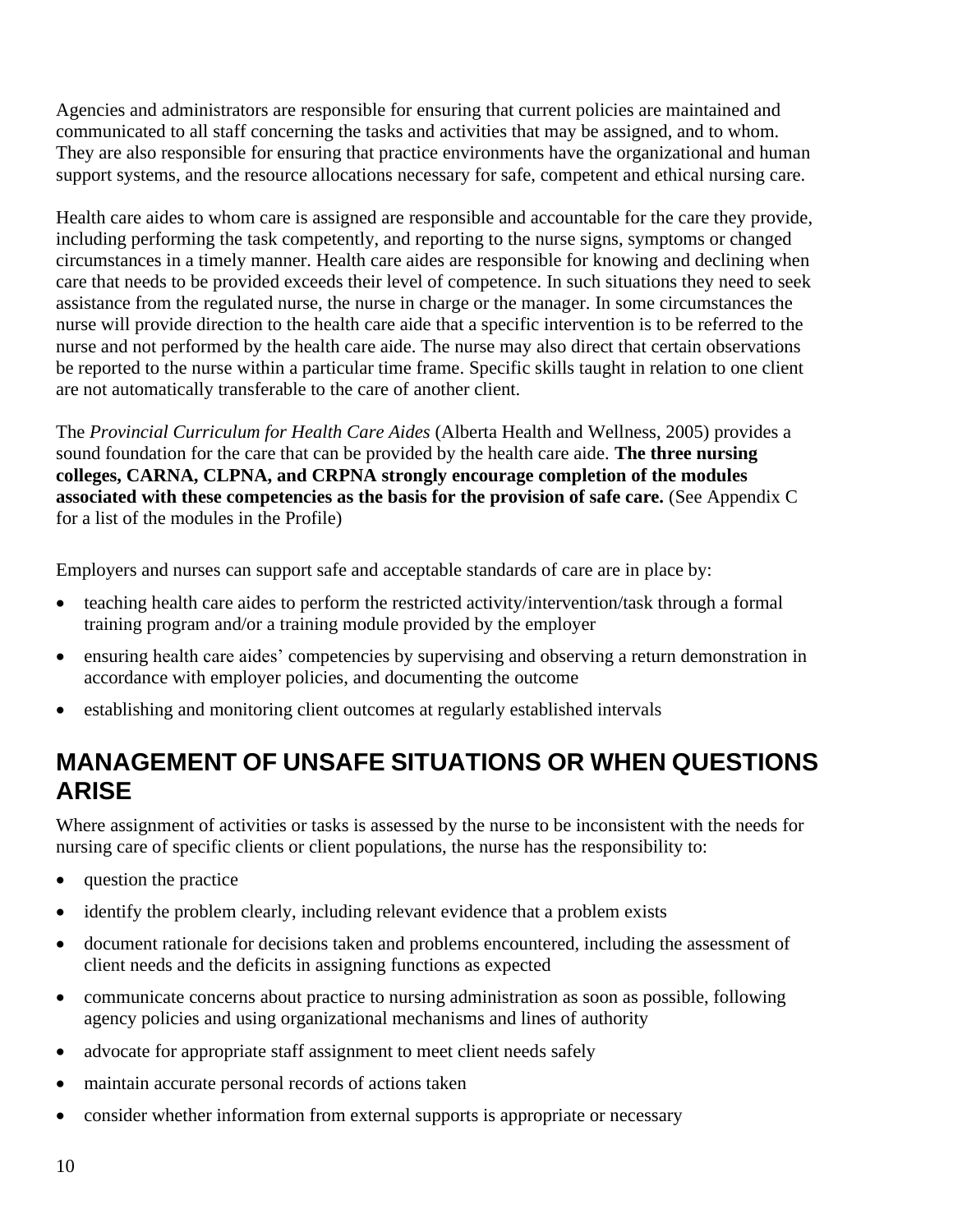Agencies and administrators are responsible for ensuring that current policies are maintained and communicated to all staff concerning the tasks and activities that may be assigned, and to whom. They are also responsible for ensuring that practice environments have the organizational and human support systems, and the resource allocations necessary for safe, competent and ethical nursing care.

Health care aides to whom care is assigned are responsible and accountable for the care they provide, including performing the task competently, and reporting to the nurse signs, symptoms or changed circumstances in a timely manner. Health care aides are responsible for knowing and declining when care that needs to be provided exceeds their level of competence. In such situations they need to seek assistance from the regulated nurse, the nurse in charge or the manager. In some circumstances the nurse will provide direction to the health care aide that a specific intervention is to be referred to the nurse and not performed by the health care aide. The nurse may also direct that certain observations be reported to the nurse within a particular time frame. Specific skills taught in relation to one client are not automatically transferable to the care of another client.

The *Provincial Curriculum for Health Care Aides* (Alberta Health and Wellness, 2005) provides a sound foundation for the care that can be provided by the health care aide. **The three nursing colleges, CARNA, CLPNA, and CRPNA strongly encourage completion of the modules associated with these competencies as the basis for the provision of safe care.** (See Appendix C for a list of the modules in the Profile)

Employers and nurses can support safe and acceptable standards of care are in place by:

- teaching health care aides to perform the restricted activity/intervention/task through a formal training program and/or a training module provided by the employer
- ensuring health care aides' competencies by supervising and observing a return demonstration in accordance with employer policies, and documenting the outcome
- establishing and monitoring client outcomes at regularly established intervals

## MANAGEMENT OF UNSAFE SITUATIONS OR WHEN QUESTIONS ARISE

Where assignment of activities or tasks is assessed by the nurse to be inconsistent with the needs for nursing care of specific clients or client populations, the nurse has the responsibility to:

- question the practice
- identify the problem clearly, including relevant evidence that a problem exists
- document rationale for decisions taken and problems encountered, including the assessment of client needs and the deficits in assigning functions as expected
- communicate concerns about practice to nursing administration as soon as possible, following agency policies and using organizational mechanisms and lines of authority
- advocate for appropriate staff assignment to meet client needs safely
- maintain accurate personal records of actions taken
- consider whether information from external supports is appropriate or necessary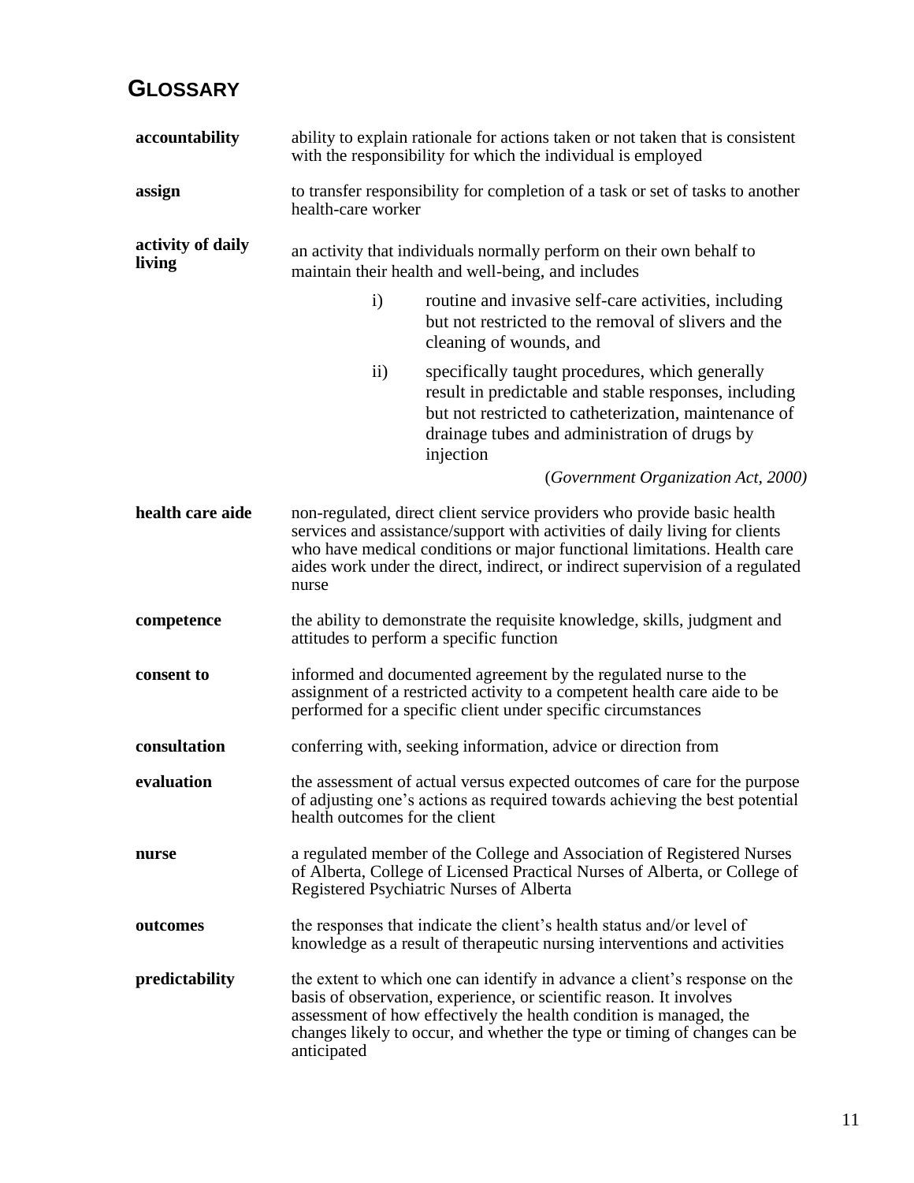## GLOSSARY

**accountability**
ability to explain rationale for actions taken or not taken that is consistent with the responsibility for which the individual is employed

**assign**
to transfer responsibility for completion of a task or set of tasks to another health-care worker

**activity of daily living**
an activity that individuals normally perform on their own behalf to maintain their health and well-being, and includes

i) routine and invasive self-care activities, including but not restricted to the removal of slivers and the cleaning of wounds, and

ii) specifically taught procedures, which generally result in predictable and stable responses, including but not restricted to catheterization, maintenance of drainage tubes and administration of drugs by injection

(*Government Organization Act, 2000)*

**health care aide**
non-regulated, direct client service providers who provide basic health services and assistance/support with activities of daily living for clients who have medical conditions or major functional limitations. Health care aides work under the direct, indirect, or indirect supervision of a regulated nurse

**competence**
the ability to demonstrate the requisite knowledge, skills, judgment and attitudes to perform a specific function

**consent to**
informed and documented agreement by the regulated nurse to the assignment of a restricted activity to a competent health care aide to be performed for a specific client under specific circumstances

**consultation**
conferring with, seeking information, advice or direction from

**evaluation**
the assessment of actual versus expected outcomes of care for the purpose of adjusting one's actions as required towards achieving the best potential health outcomes for the client

**nurse**
a regulated member of the College and Association of Registered Nurses of Alberta, College of Licensed Practical Nurses of Alberta, or College of Registered Psychiatric Nurses of Alberta

**outcomes**
the responses that indicate the client's health status and/or level of knowledge as a result of therapeutic nursing interventions and activities

**predictability**
the extent to which one can identify in advance a client's response on the basis of observation, experience, or scientific reason. It involves assessment of how effectively the health condition is managed, the changes likely to occur, and whether the type or timing of changes can be anticipated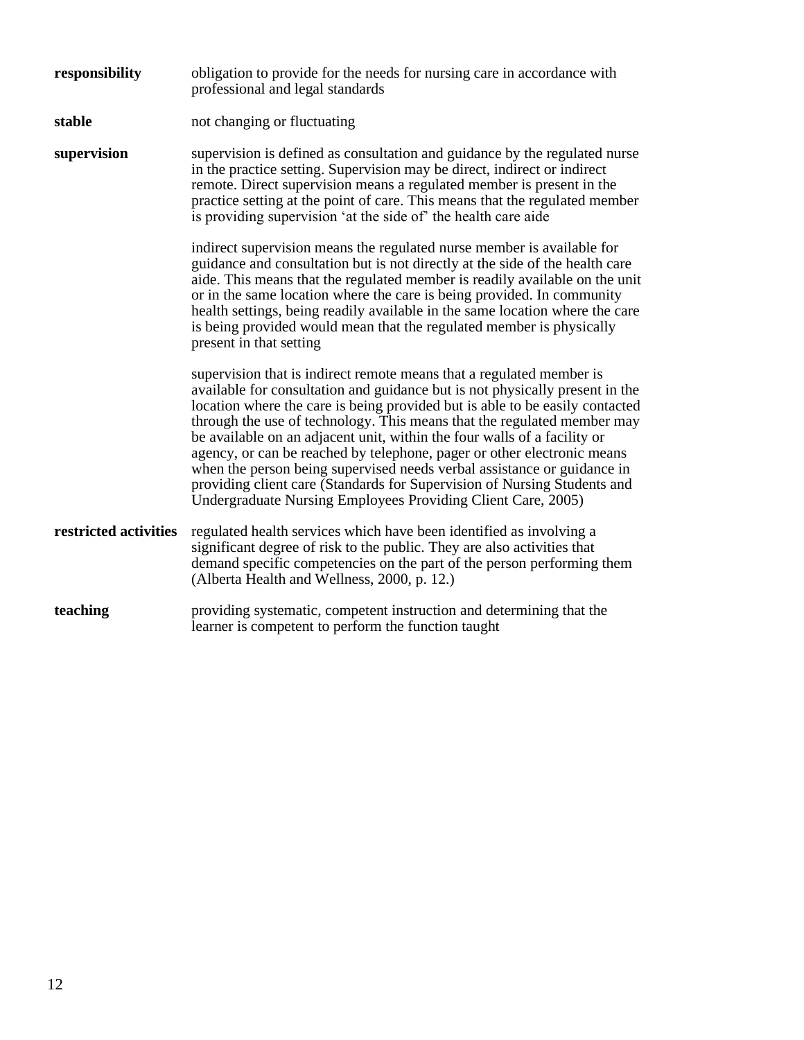**responsibility** obligation to provide for the needs for nursing care in accordance with professional and legal standards

**stable** not changing or fluctuating

**supervision** supervision is defined as consultation and guidance by the regulated nurse in the practice setting. Supervision may be direct, indirect or indirect remote. Direct supervision means a regulated member is present in the practice setting at the point of care. This means that the regulated member is providing supervision 'at the side of' the health care aide

indirect supervision means the regulated nurse member is available for guidance and consultation but is not directly at the side of the health care aide. This means that the regulated member is readily available on the unit or in the same location where the care is being provided. In community health settings, being readily available in the same location where the care is being provided would mean that the regulated member is physically present in that setting

supervision that is indirect remote means that a regulated member is available for consultation and guidance but is not physically present in the location where the care is being provided but is able to be easily contacted through the use of technology. This means that the regulated member may be available on an adjacent unit, within the four walls of a facility or agency, or can be reached by telephone, pager or other electronic means when the person being supervised needs verbal assistance or guidance in providing client care (Standards for Supervision of Nursing Students and Undergraduate Nursing Employees Providing Client Care, 2005)

**restricted activities** regulated health services which have been identified as involving a significant degree of risk to the public. They are also activities that demand specific competencies on the part of the person performing them (Alberta Health and Wellness, 2000, p. 12.)

**teaching** providing systematic, competent instruction and determining that the learner is competent to perform the function taught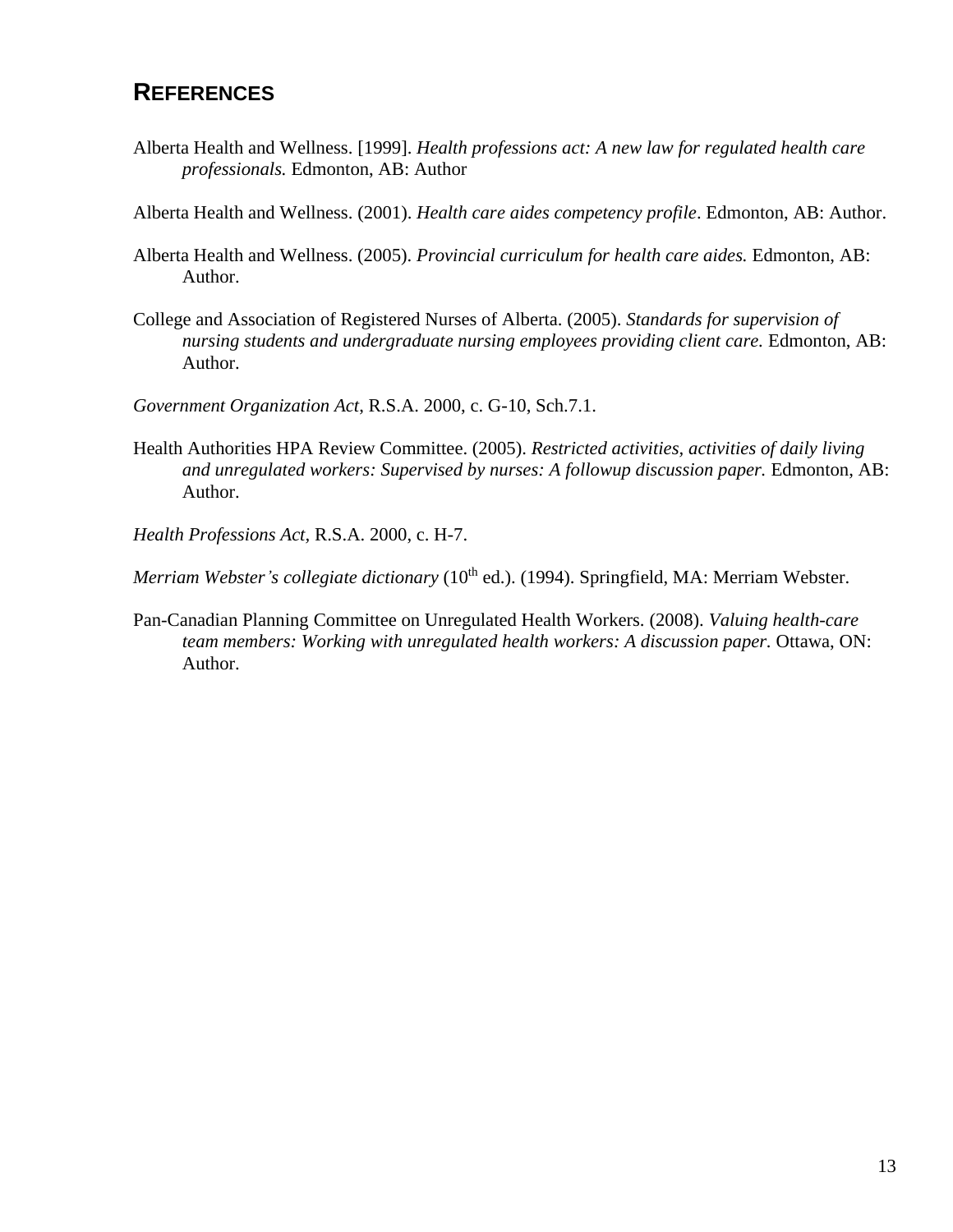## REFERENCES

Alberta Health and Wellness. [1999]. *Health professions act: A new law for regulated health care professionals.* Edmonton, AB: Author

Alberta Health and Wellness. (2001). *Health care aides competency profile*. Edmonton, AB: Author.

Alberta Health and Wellness. (2005). *Provincial curriculum for health care aides.* Edmonton, AB: Author.

College and Association of Registered Nurses of Alberta. (2005). *Standards for supervision of nursing students and undergraduate nursing employees providing client care.* Edmonton, AB: Author.

*Government Organization Act*, R.S.A. 2000, c. G-10, Sch.7.1.

Health Authorities HPA Review Committee. (2005). *Restricted activities, activities of daily living and unregulated workers: Supervised by nurses: A followup discussion paper.* Edmonton, AB: Author.

*Health Professions Act*, R.S.A. 2000, c. H-7.

*Merriam Webster's collegiate dictionary* (10th ed.). (1994). Springfield, MA: Merriam Webster.

Pan-Canadian Planning Committee on Unregulated Health Workers. (2008). *Valuing health-care team members: Working with unregulated health workers: A discussion paper.* Ottawa, ON: Author.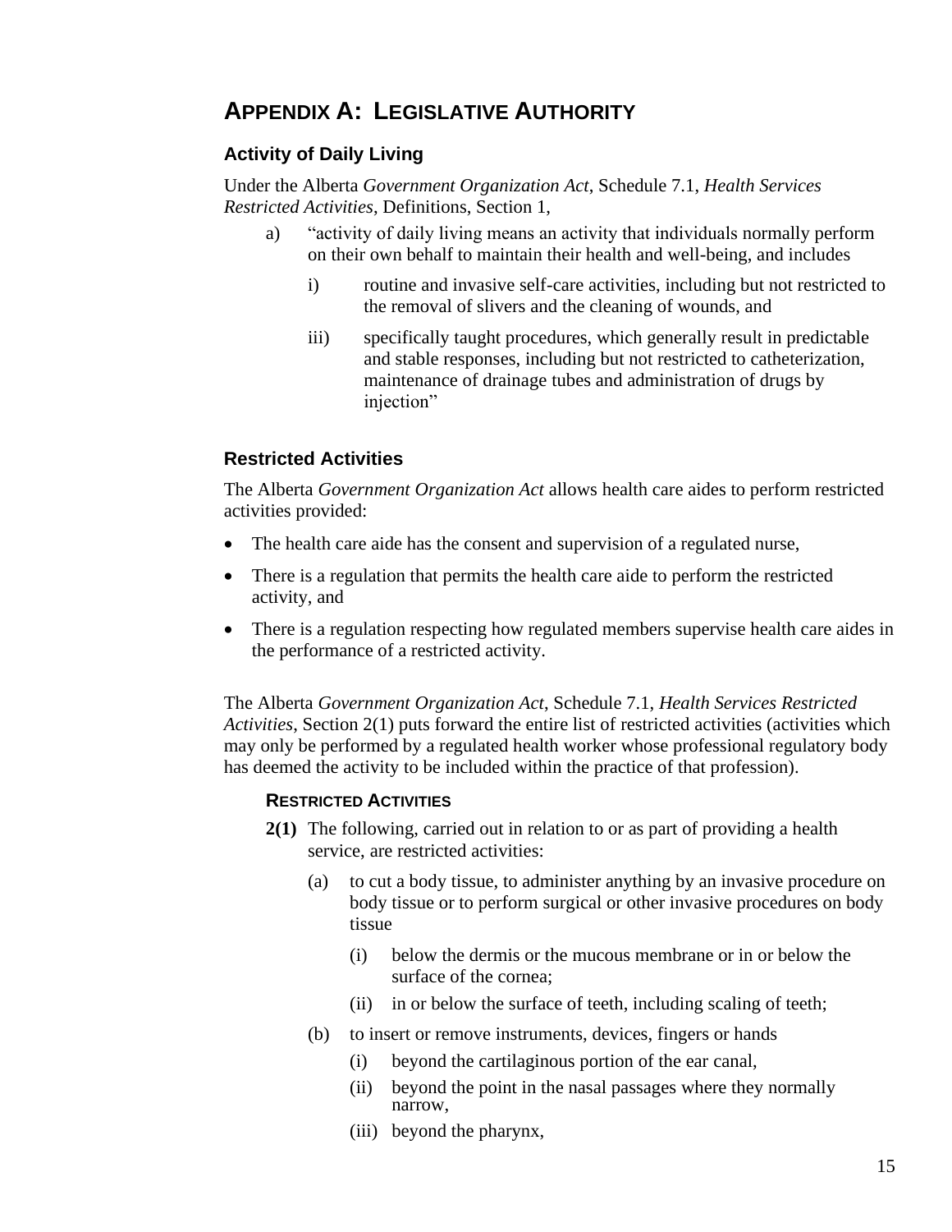# Appendix A: Legislative Authority

## Activity of Daily Living

Under the Alberta *Government Organization Act*, Schedule 7.1, *Health Services Restricted Activities*, Definitions, Section 1,

a) "activity of daily living means an activity that individuals normally perform on their own behalf to maintain their health and well-being, and includes

   i) routine and invasive self-care activities, including but not restricted to the removal of slivers and the cleaning of wounds, and

   iii) specifically taught procedures, which generally result in predictable and stable responses, including but not restricted to catheterization, maintenance of drainage tubes and administration of drugs by injection"

## Restricted Activities

The Alberta *Government Organization Act* allows health care aides to perform restricted activities provided:

- The health care aide has the consent and supervision of a regulated nurse,
- There is a regulation that permits the health care aide to perform the restricted activity, and
- There is a regulation respecting how regulated members supervise health care aides in the performance of a restricted activity.

The Alberta *Government Organization Act*, Schedule 7.1, *Health Services Restricted Activities*, Section 2(1) puts forward the entire list of restricted activities (activities which may only be performed by a regulated health worker whose professional regulatory body has deemed the activity to be included within the practice of that profession).

### Restricted Activities

**2(1)** The following, carried out in relation to or as part of providing a health service, are restricted activities:

(a) to cut a body tissue, to administer anything by an invasive procedure on body tissue or to perform surgical or other invasive procedures on body tissue

   (i) below the dermis or the mucous membrane or in or below the surface of the cornea;

   (ii) in or below the surface of teeth, including scaling of teeth;

(b) to insert or remove instruments, devices, fingers or hands

   (i) beyond the cartilaginous portion of the ear canal,

   (ii) beyond the point in the nasal passages where they normally narrow,

   (iii) beyond the pharynx,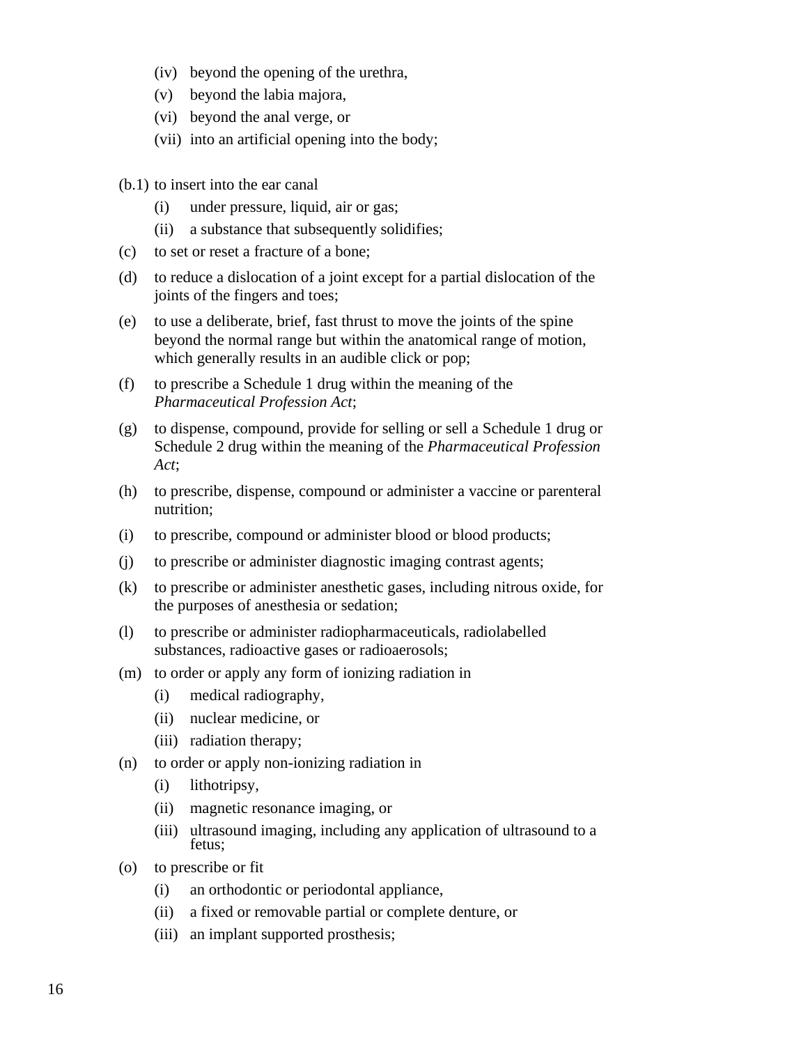(iv) beyond the opening of the urethra,

(v) beyond the labia majora,

(vi) beyond the anal verge, or

(vii) into an artificial opening into the body;

(b.1) to insert into the ear canal

(i) under pressure, liquid, air or gas;

(ii) a substance that subsequently solidifies;

(c) to set or reset a fracture of a bone;

(d) to reduce a dislocation of a joint except for a partial dislocation of the joints of the fingers and toes;

(e) to use a deliberate, brief, fast thrust to move the joints of the spine beyond the normal range but within the anatomical range of motion, which generally results in an audible click or pop;

(f) to prescribe a Schedule 1 drug within the meaning of the *Pharmaceutical Profession Act*;

(g) to dispense, compound, provide for selling or sell a Schedule 1 drug or Schedule 2 drug within the meaning of the *Pharmaceutical Profession Act*;

(h) to prescribe, dispense, compound or administer a vaccine or parenteral nutrition;

(i) to prescribe, compound or administer blood or blood products;

(j) to prescribe or administer diagnostic imaging contrast agents;

(k) to prescribe or administer anesthetic gases, including nitrous oxide, for the purposes of anesthesia or sedation;

(l) to prescribe or administer radiopharmaceuticals, radiolabelled substances, radioactive gases or radioaerosols;

(m) to order or apply any form of ionizing radiation in

(i) medical radiography,

(ii) nuclear medicine, or

(iii) radiation therapy;

(n) to order or apply non-ionizing radiation in

(i) lithotripsy,

(ii) magnetic resonance imaging, or

(iii) ultrasound imaging, including any application of ultrasound to a fetus;

(o) to prescribe or fit

(i) an orthodontic or periodontal appliance,

(ii) a fixed or removable partial or complete denture, or

(iii) an implant supported prosthesis;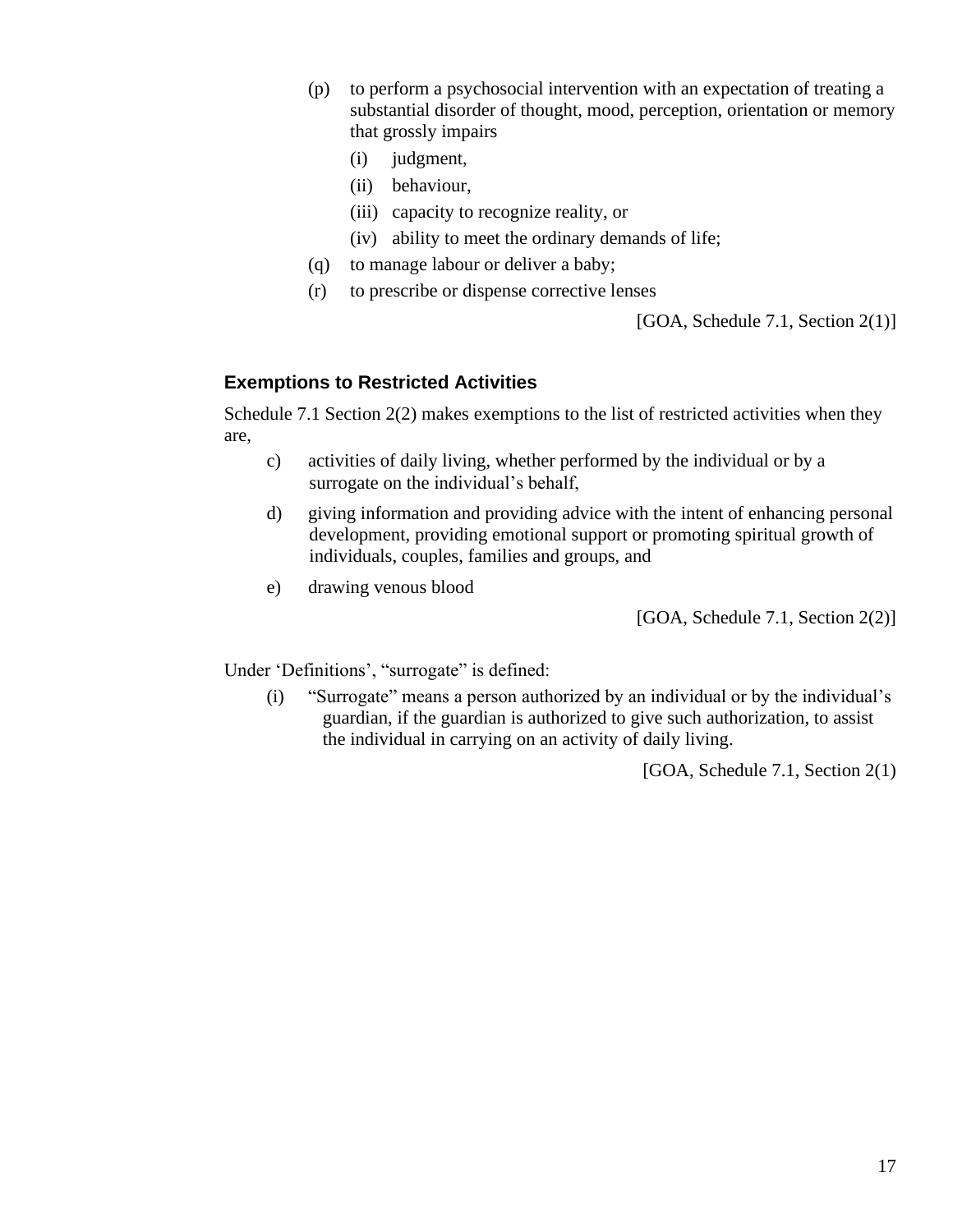(p) to perform a psychosocial intervention with an expectation of treating a substantial disorder of thought, mood, perception, orientation or memory that grossly impairs

  (i) judgment,

  (ii) behaviour,

  (iii) capacity to recognize reality, or

  (iv) ability to meet the ordinary demands of life;

(q) to manage labour or deliver a baby;

(r) to prescribe or dispense corrective lenses

[GOA, Schedule 7.1, Section 2(1)]

### Exemptions to Restricted Activities

Schedule 7.1 Section 2(2) makes exemptions to the list of restricted activities when they are,

c) activities of daily living, whether performed by the individual or by a surrogate on the individual's behalf,

d) giving information and providing advice with the intent of enhancing personal development, providing emotional support or promoting spiritual growth of individuals, couples, families and groups, and

e) drawing venous blood

[GOA, Schedule 7.1, Section 2(2)]

Under 'Definitions', "surrogate" is defined:

(i) "Surrogate" means a person authorized by an individual or by the individual's guardian, if the guardian is authorized to give such authorization, to assist the individual in carrying on an activity of daily living.

[GOA, Schedule 7.1, Section 2(1)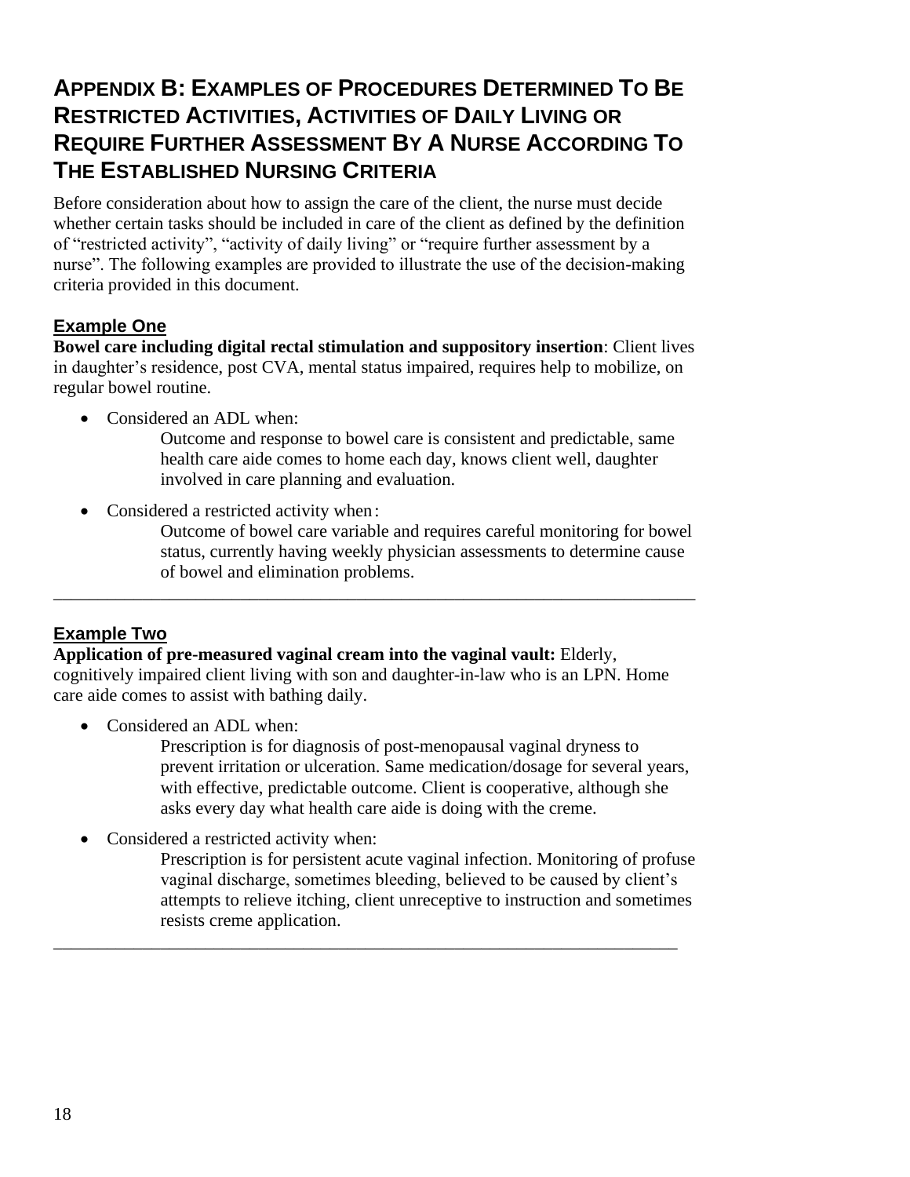# Appendix B: Examples of Procedures Determined To Be Restricted Activities, Activities of Daily Living or Require Further Assessment By A Nurse According To The Established Nursing Criteria

Before consideration about how to assign the care of the client, the nurse must decide whether certain tasks should be included in care of the client as defined by the definition of "restricted activity", "activity of daily living" or "require further assessment by a nurse". The following examples are provided to illustrate the use of the decision-making criteria provided in this document.

## Example One

**Bowel care including digital rectal stimulation and suppository insertion**: Client lives in daughter's residence, post CVA, mental status impaired, requires help to mobilize, on regular bowel routine.

- Considered an ADL when:

  Outcome and response to bowel care is consistent and predictable, same health care aide comes to home each day, knows client well, daughter involved in care planning and evaluation.

- Considered a restricted activity when:

  Outcome of bowel care variable and requires careful monitoring for bowel status, currently having weekly physician assessments to determine cause of bowel and elimination problems.

---

## Example Two

**Application of pre-measured vaginal cream into the vaginal vault:** Elderly, cognitively impaired client living with son and daughter-in-law who is an LPN. Home care aide comes to assist with bathing daily.

- Considered an ADL when:

  Prescription is for diagnosis of post-menopausal vaginal dryness to prevent irritation or ulceration. Same medication/dosage for several years, with effective, predictable outcome. Client is cooperative, although she asks every day what health care aide is doing with the creme.

- Considered a restricted activity when:

  Prescription is for persistent acute vaginal infection. Monitoring of profuse vaginal discharge, sometimes bleeding, believed to be caused by client's attempts to relieve itching, client unreceptive to instruction and sometimes resists creme application.

---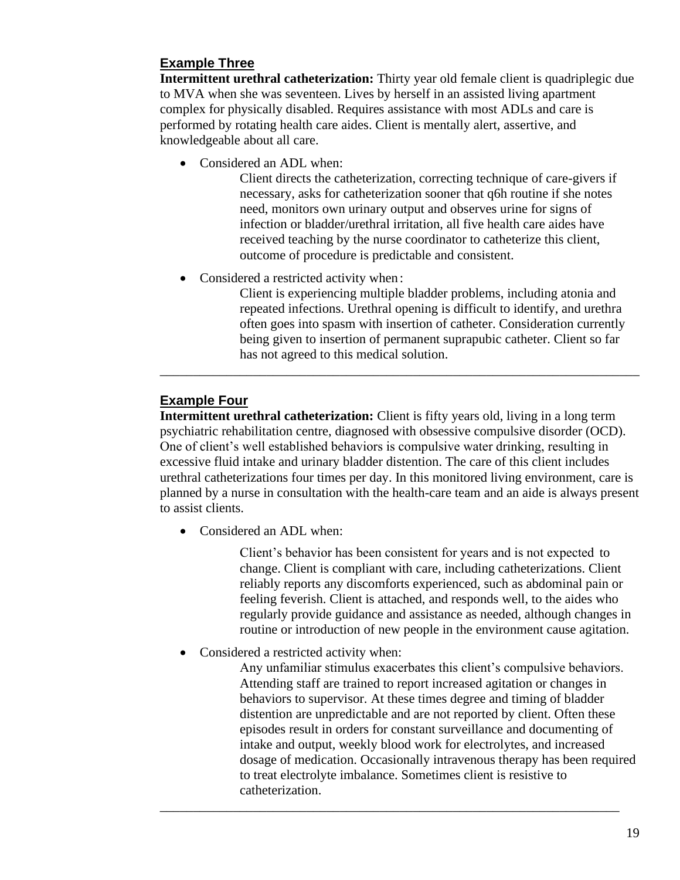### Example Three

**Intermittent urethral catheterization:** Thirty year old female client is quadriplegic due to MVA when she was seventeen. Lives by herself in an assisted living apartment complex for physically disabled. Requires assistance with most ADLs and care is performed by rotating health care aides. Client is mentally alert, assertive, and knowledgeable about all care.

- Considered an ADL when:

  Client directs the catheterization, correcting technique of care-givers if necessary, asks for catheterization sooner that q6h routine if she notes need, monitors own urinary output and observes urine for signs of infection or bladder/urethral irritation, all five health care aides have received teaching by the nurse coordinator to catheterize this client, outcome of procedure is predictable and consistent.

- Considered a restricted activity when:

  Client is experiencing multiple bladder problems, including atonia and repeated infections. Urethral opening is difficult to identify, and urethra often goes into spasm with insertion of catheter. Consideration currently being given to insertion of permanent suprapubic catheter. Client so far has not agreed to this medical solution.

---

### Example Four

**Intermittent urethral catheterization:** Client is fifty years old, living in a long term psychiatric rehabilitation centre, diagnosed with obsessive compulsive disorder (OCD). One of client's well established behaviors is compulsive water drinking, resulting in excessive fluid intake and urinary bladder distention. The care of this client includes urethral catheterizations four times per day. In this monitored living environment, care is planned by a nurse in consultation with the health-care team and an aide is always present to assist clients.

- Considered an ADL when:

  Client's behavior has been consistent for years and is not expected to change. Client is compliant with care, including catheterizations. Client reliably reports any discomforts experienced, such as abdominal pain or feeling feverish. Client is attached, and responds well, to the aides who regularly provide guidance and assistance as needed, although changes in routine or introduction of new people in the environment cause agitation.

- Considered a restricted activity when:

  Any unfamiliar stimulus exacerbates this client's compulsive behaviors. Attending staff are trained to report increased agitation or changes in behaviors to supervisor. At these times degree and timing of bladder distention are unpredictable and are not reported by client. Often these episodes result in orders for constant surveillance and documenting of intake and output, weekly blood work for electrolytes, and increased dosage of medication. Occasionally intravenous therapy has been required to treat electrolyte imbalance. Sometimes client is resistive to catheterization.

---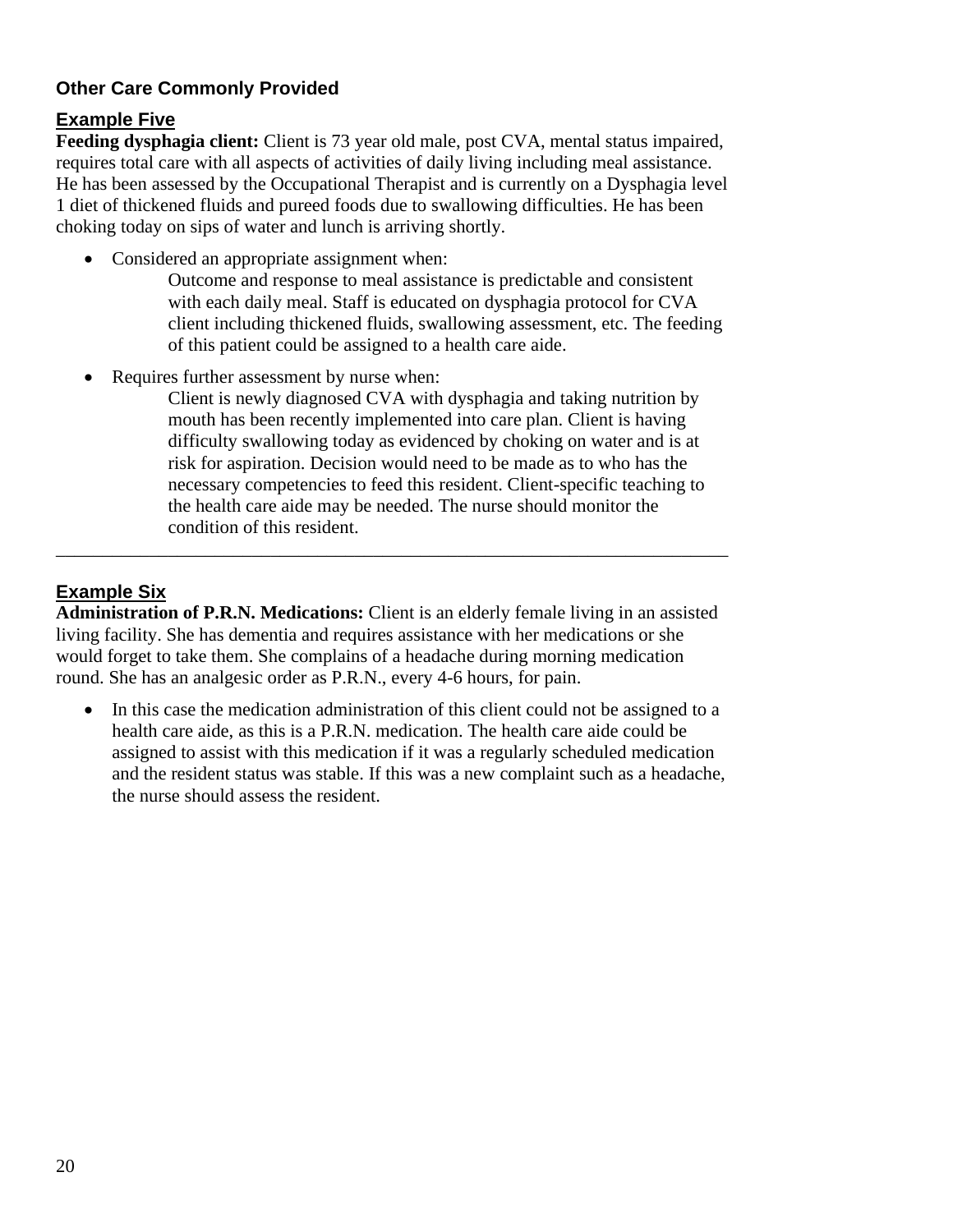### Other Care Commonly Provided

#### Example Five

**Feeding dysphagia client:** Client is 73 year old male, post CVA, mental status impaired, requires total care with all aspects of activities of daily living including meal assistance. He has been assessed by the Occupational Therapist and is currently on a Dysphagia level 1 diet of thickened fluids and pureed foods due to swallowing difficulties. He has been choking today on sips of water and lunch is arriving shortly.

- Considered an appropriate assignment when:

  Outcome and response to meal assistance is predictable and consistent with each daily meal. Staff is educated on dysphagia protocol for CVA client including thickened fluids, swallowing assessment, etc. The feeding of this patient could be assigned to a health care aide.

- Requires further assessment by nurse when:

  Client is newly diagnosed CVA with dysphagia and taking nutrition by mouth has been recently implemented into care plan. Client is having difficulty swallowing today as evidenced by choking on water and is at risk for aspiration. Decision would need to be made as to who has the necessary competencies to feed this resident. Client-specific teaching to the health care aide may be needed. The nurse should monitor the condition of this resident.

---

#### Example Six

**Administration of P.R.N. Medications:** Client is an elderly female living in an assisted living facility. She has dementia and requires assistance with her medications or she would forget to take them. She complains of a headache during morning medication round. She has an analgesic order as P.R.N., every 4-6 hours, for pain.

- In this case the medication administration of this client could not be assigned to a health care aide, as this is a P.R.N. medication. The health care aide could be assigned to assist with this medication if it was a regularly scheduled medication and the resident status was stable. If this was a new complaint such as a headache, the nurse should assess the resident.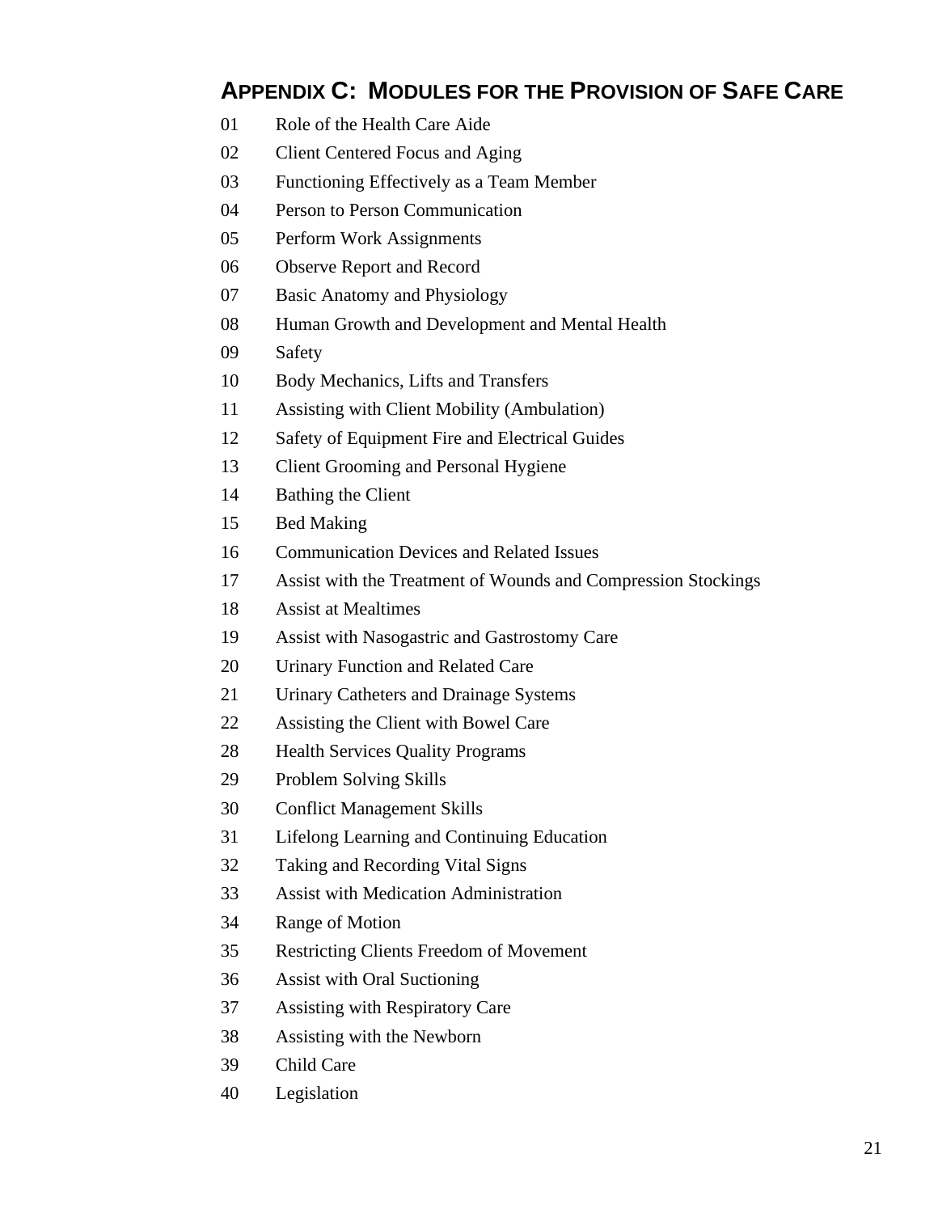## APPENDIX C: MODULES FOR THE PROVISION OF SAFE CARE

| | |
|---|---|
| 01 | Role of the Health Care Aide |
| 02 | Client Centered Focus and Aging |
| 03 | Functioning Effectively as a Team Member |
| 04 | Person to Person Communication |
| 05 | Perform Work Assignments |
| 06 | Observe Report and Record |
| 07 | Basic Anatomy and Physiology |
| 08 | Human Growth and Development and Mental Health |
| 09 | Safety |
| 10 | Body Mechanics, Lifts and Transfers |
| 11 | Assisting with Client Mobility (Ambulation) |
| 12 | Safety of Equipment Fire and Electrical Guides |
| 13 | Client Grooming and Personal Hygiene |
| 14 | Bathing the Client |
| 15 | Bed Making |
| 16 | Communication Devices and Related Issues |
| 17 | Assist with the Treatment of Wounds and Compression Stockings |
| 18 | Assist at Mealtimes |
| 19 | Assist with Nasogastric and Gastrostomy Care |
| 20 | Urinary Function and Related Care |
| 21 | Urinary Catheters and Drainage Systems |
| 22 | Assisting the Client with Bowel Care |
| 28 | Health Services Quality Programs |
| 29 | Problem Solving Skills |
| 30 | Conflict Management Skills |
| 31 | Lifelong Learning and Continuing Education |
| 32 | Taking and Recording Vital Signs |
| 33 | Assist with Medication Administration |
| 34 | Range of Motion |
| 35 | Restricting Clients Freedom of Movement |
| 36 | Assist with Oral Suctioning |
| 37 | Assisting with Respiratory Care |
| 38 | Assisting with the Newborn |
| 39 | Child Care |
| 40 | Legislation |